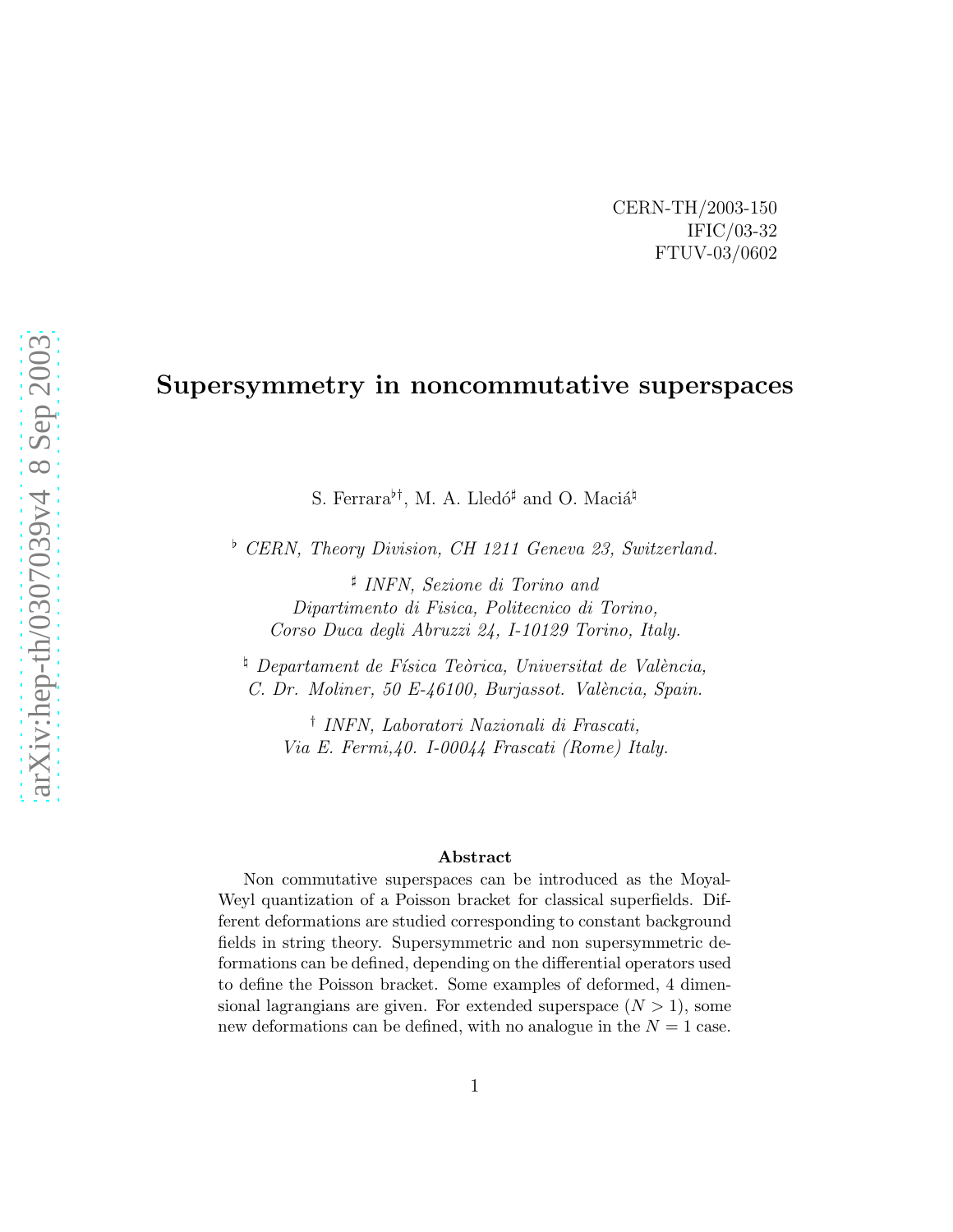CERN-TH/2003-150
IFIC/03-32
FTUV-03/0602

# Supersymmetry in noncommutative superspaces

S. Ferrara[♭†], M. A. Lledó[♯] and O. Maciá[♮]

[♭] *CERN, Theory Division, CH 1211 Geneva 23, Switzerland.*

[♯] *INFN, Sezione di Torino and Dipartimento di Fisica, Politecnico di Torino, Corso Duca degli Abruzzi 24, I-10129 Torino, Italy.*

[♮] *Departament de Física Teòrica, Universitat de València, C. Dr. Moliner, 50 E-46100, Burjassot. València, Spain.*

[†] *INFN, Laboratori Nazionali di Frascati, Via E. Fermi,40. I-00044 Frascati (Rome) Italy.*

### Abstract

Non commutative superspaces can be introduced as the Moyal-Weyl quantization of a Poisson bracket for classical superfields. Different deformations are studied corresponding to constant background fields in string theory. Supersymmetric and non supersymmetric deformations can be defined, depending on the differential operators used to define the Poisson bracket. Some examples of deformed, 4 dimensional lagrangians are given. For extended superspace ($N > 1$), some new deformations can be defined, with no analogue in the $N = 1$ case.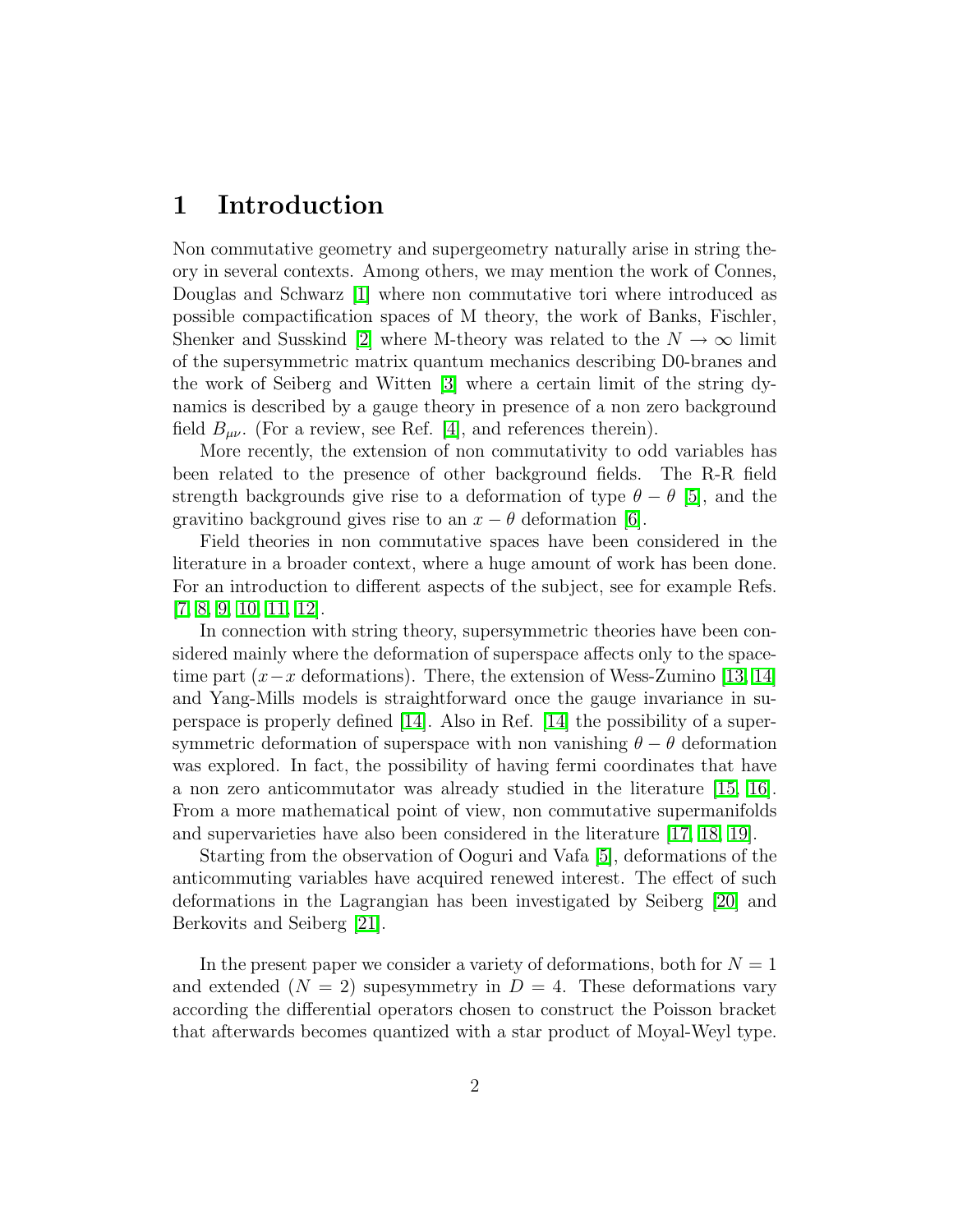# 1 Introduction

Non commutative geometry and supergeometry naturally arise in string theory in several contexts. Among others, we may mention the work of Connes, Douglas and Schwarz [1] where non commutative tori where introduced as possible compactification spaces of M theory, the work of Banks, Fischler, Shenker and Susskind [2] where M-theory was related to the $N \to \infty$ limit of the supersymmetric matrix quantum mechanics describing D0-branes and the work of Seiberg and Witten [3] where a certain limit of the string dynamics is described by a gauge theory in presence of a non zero background field $B_{\mu\nu}$. (For a review, see Ref. [4], and references therein).

More recently, the extension of non commutativity to odd variables has been related to the presence of other background fields. The R-R field strength backgrounds give rise to a deformation of type $\theta - \theta$ [5], and the gravitino background gives rise to an $x - \theta$ deformation [6].

Field theories in non commutative spaces have been considered in the literature in a broader context, where a huge amount of work has been done. For an introduction to different aspects of the subject, see for example Refs. [7, 8, 9, 10, 11, 12].

In connection with string theory, supersymmetric theories have been considered mainly where the deformation of superspace affects only to the spacetime part ($x-x$ deformations). There, the extension of Wess-Zumino [13, 14] and Yang-Mills models is straightforward once the gauge invariance in superspace is properly defined [14]. Also in Ref. [14] the possibility of a supersymmetric deformation of superspace with non vanishing $\theta - \theta$ deformation was explored. In fact, the possibility of having fermi coordinates that have a non zero anticommutator was already studied in the literature [15, 16]. From a more mathematical point of view, non commutative supermanifolds and supervarieties have also been considered in the literature [17, 18, 19].

Starting from the observation of Ooguri and Vafa [5], deformations of the anticommuting variables have acquired renewed interest. The effect of such deformations in the Lagrangian has been investigated by Seiberg [20] and Berkovits and Seiberg [21].

In the present paper we consider a variety of deformations, both for $N = 1$ and extended ($N = 2$) supesymmetry in $D = 4$. These deformations vary according the differential operators chosen to construct the Poisson bracket that afterwards becomes quantized with a star product of Moyal-Weyl type.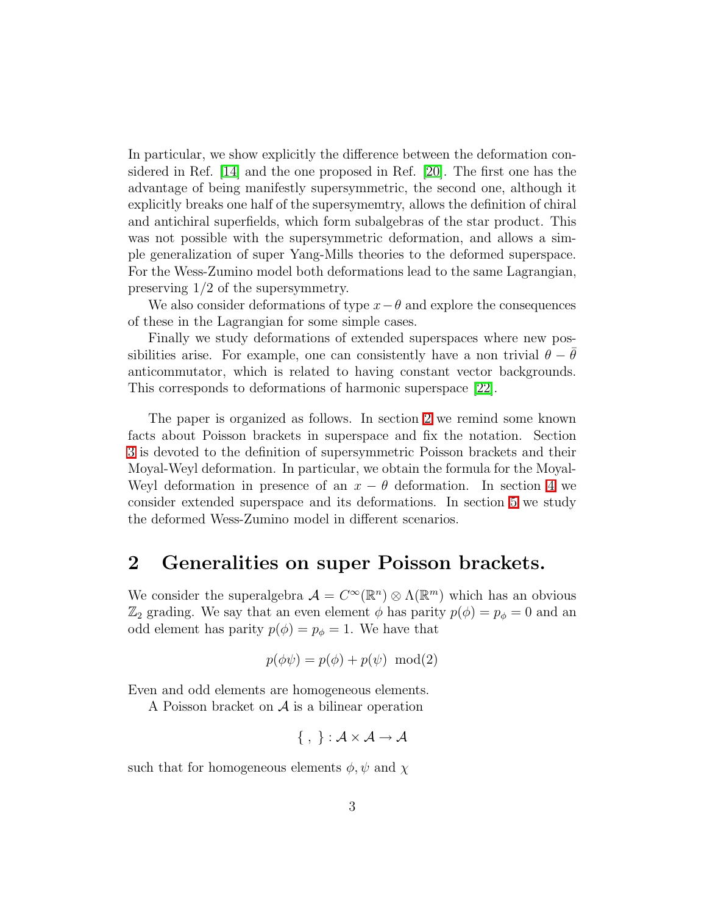In particular, we show explicitly the difference between the deformation considered in Ref. [14] and the one proposed in Ref. [20]. The first one has the advantage of being manifestly supersymmetric, the second one, although it explicitly breaks one half of the supersymemtry, allows the definition of chiral and antichiral superfields, which form subalgebras of the star product. This was not possible with the supersymmetric deformation, and allows a simple generalization of super Yang-Mills theories to the deformed superspace. For the Wess-Zumino model both deformations lead to the same Lagrangian, preserving 1/2 of the supersymmetry.

We also consider deformations of type $x-\theta$ and explore the consequences of these in the Lagrangian for some simple cases.

Finally we study deformations of extended superspaces where new possibilities arise. For example, one can consistently have a non trivial $\theta-\bar{\theta}$ anticommutator, which is related to having constant vector backgrounds. This corresponds to deformations of harmonic superspace [22].

The paper is organized as follows. In section 2 we remind some known facts about Poisson brackets in superspace and fix the notation. Section 3 is devoted to the definition of supersymmetric Poisson brackets and their Moyal-Weyl deformation. In particular, we obtain the formula for the Moyal-Weyl deformation in presence of an $x-\theta$ deformation. In section 4 we consider extended superspace and its deformations. In section 5 we study the deformed Wess-Zumino model in different scenarios.

# 2 Generalities on super Poisson brackets.

We consider the superalgebra $\mathcal{A} = C^\infty(\mathbb{R}^n)\otimes\Lambda(\mathbb{R}^m)$ which has an obvious $\mathbb{Z}_2$ grading. We say that an even element $\phi$ has parity $p(\phi) = p_\phi = 0$ and an odd element has parity $p(\phi) = p_\phi = 1$. We have that

$$p(\phi\psi) = p(\phi) + p(\psi) \mod(2)$$

Even and odd elements are homogeneous elements.

A Poisson bracket on $\mathcal{A}$ is a bilinear operation

$$\{\ ,\ \} : \mathcal{A}\times\mathcal{A}\rightarrow\mathcal{A}$$

such that for homogeneous elements $\phi, \psi$ and $\chi$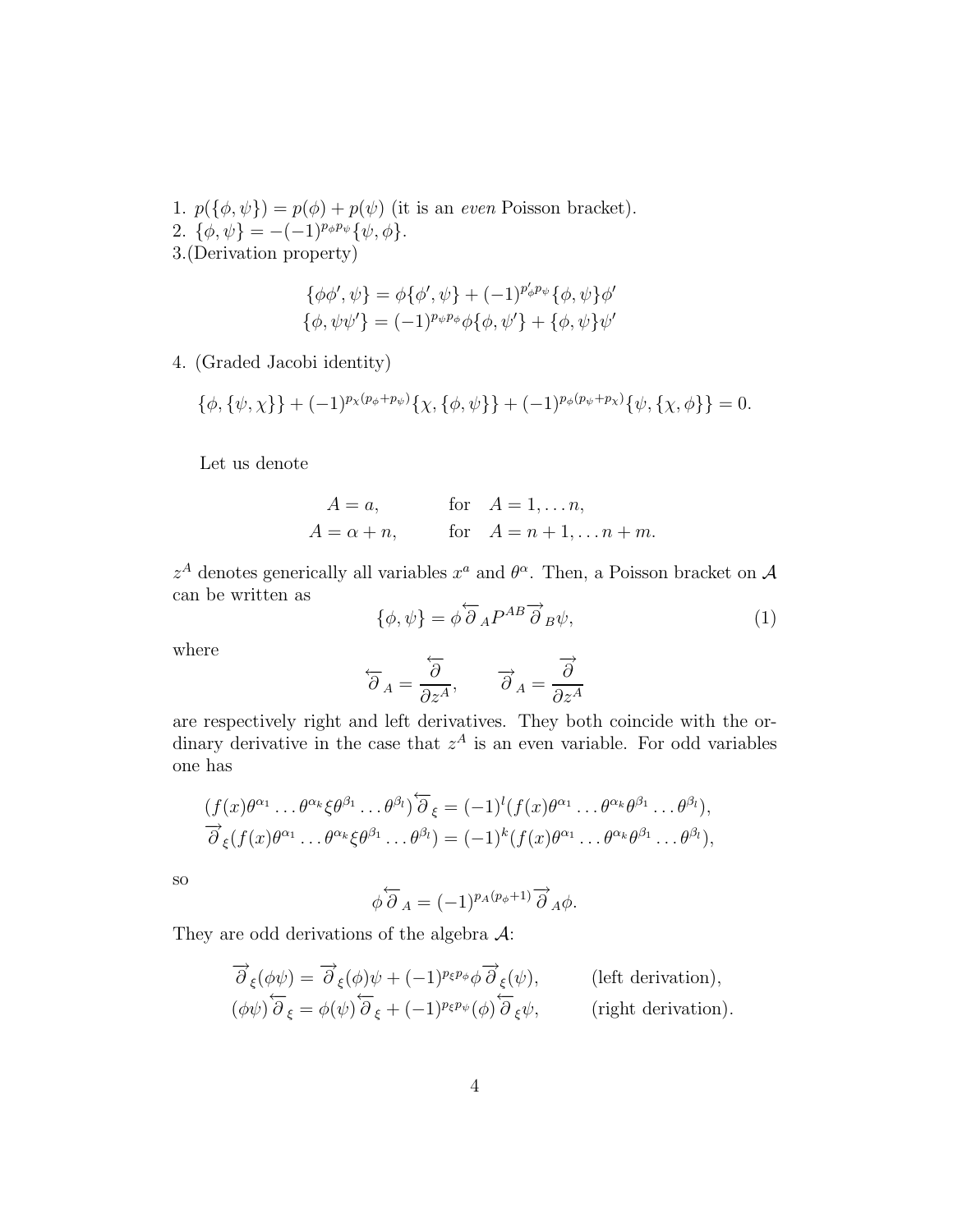1. $p(\{\phi,\psi\}) = p(\phi) + p(\psi)$ (it is an *even* Poisson bracket).
2. $\{\phi,\psi\} = -(-1)^{p_\phi p_\psi}\{\psi,\phi\}$.
3.(Derivation property)

$$\{\phi\phi',\psi\} = \phi\{\phi',\psi\} + (-1)^{p'_\phi p_\psi}\{\phi,\psi\}\phi'$$
$$\{\phi,\psi\psi'\} = (-1)^{p_\psi p_\phi}\phi\{\phi,\psi'\} + \{\phi,\psi\}\psi'$$

4. (Graded Jacobi identity)

$$\{\phi,\{\psi,\chi\}\} + (-1)^{p_\chi(p_\phi+p_\psi)}\{\chi,\{\phi,\psi\}\} + (-1)^{p_\phi(p_\psi+p_\chi)}\{\psi,\{\chi,\phi\}\} = 0.$$

Let us denote

$$A = a, \qquad \text{for} \quad A = 1,\dots n,$$
$$A = \alpha + n, \qquad \text{for} \quad A = n+1,\dots n+m.$$

$z^A$ denotes generically all variables $x^a$ and $\theta^\alpha$. Then, a Poisson bracket on $\mathcal{A}$ can be written as

$$\{\phi,\psi\} = \phi\overleftarrow{\partial}_A P^{AB}\overrightarrow{\partial}_B\psi, \tag{1}$$

where

$$\overleftarrow{\partial}_A = \frac{\overleftarrow{\partial}}{\partial z^A}, \qquad \overrightarrow{\partial}_A = \frac{\overrightarrow{\partial}}{\partial z^A}$$

are respectively right and left derivatives. They both coincide with the ordinary derivative in the case that $z^A$ is an even variable. For odd variables one has

$$(f(x)\theta^{\alpha_1}\dots\theta^{\alpha_k}\xi\theta^{\beta_1}\dots\theta^{\beta_l})\overleftarrow{\partial}_\xi = (-1)^l(f(x)\theta^{\alpha_1}\dots\theta^{\alpha_k}\theta^{\beta_1}\dots\theta^{\beta_l}),$$
$$\overrightarrow{\partial}_\xi(f(x)\theta^{\alpha_1}\dots\theta^{\alpha_k}\xi\theta^{\beta_1}\dots\theta^{\beta_l}) = (-1)^k(f(x)\theta^{\alpha_1}\dots\theta^{\alpha_k}\theta^{\beta_1}\dots\theta^{\beta_l}),$$

so

$$\phi\overleftarrow{\partial}_A = (-1)^{p_A(p_\phi+1)}\overrightarrow{\partial}_A\phi.$$

They are odd derivations of the algebra $\mathcal{A}$:

$$\overrightarrow{\partial}_\xi(\phi\psi) = \overrightarrow{\partial}_\xi(\phi)\psi + (-1)^{p_\xi p_\phi}\phi\overrightarrow{\partial}_\xi(\psi), \qquad \text{(left derivation)},$$
$$(\phi\psi)\overleftarrow{\partial}_\xi = \phi(\psi)\overleftarrow{\partial}_\xi + (-1)^{p_\xi p_\psi}(\phi)\overleftarrow{\partial}_\xi\psi, \qquad \text{(right derivation)}.$$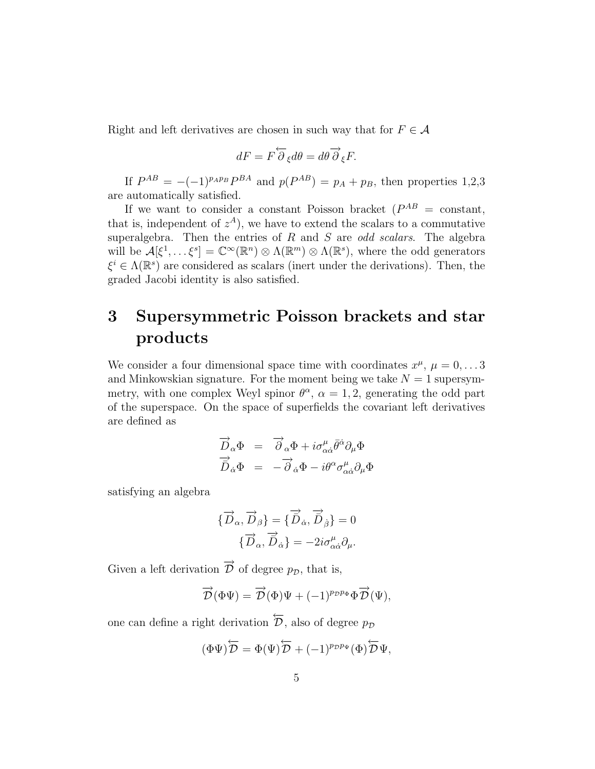Right and left derivatives are chosen in such way that for $F \in \mathcal{A}$

$$dF = F\overleftarrow{\partial}_\xi d\theta = d\theta \overrightarrow{\partial}_\xi F.$$

If $P^{AB} = -(-1)^{p_A p_B} P^{BA}$ and $p(P^{AB}) = p_A + p_B$, then properties 1,2,3 are automatically satisfied.

If we want to consider a constant Poisson bracket ($P^{AB}$ = constant, that is, independent of $z^A$), we have to extend the scalars to a commutative superalgebra. Then the entries of $R$ and $S$ are *odd scalars*. The algebra will be $\mathcal{A}[\xi^1, \dots \xi^s] = \mathbb{C}^\infty(\mathbb{R}^n) \otimes \Lambda(\mathbb{R}^m) \otimes \Lambda(\mathbb{R}^s)$, where the odd generators $\xi^i \in \Lambda(\mathbb{R}^s)$ are considered as scalars (inert under the derivations). Then, the graded Jacobi identity is also satisfied.

# 3 Supersymmetric Poisson brackets and star products

We consider a four dimensional space time with coordinates $x^\mu$, $\mu = 0, \dots 3$ and Minkowskian signature. For the moment being we take $N = 1$ supersymmetry, with one complex Weyl spinor $\theta^\alpha$, $\alpha = 1, 2$, generating the odd part of the superspace. On the space of superfields the covariant left derivatives are defined as

$$\begin{aligned}
\overrightarrow{D}_\alpha \Phi &= \overrightarrow{\partial}_\alpha \Phi + i\sigma^\mu_{\alpha\dot\alpha}\bar\theta^{\dot\alpha}\partial_\mu \Phi \\
\overrightarrow{\bar{D}}_{\dot\alpha} \Phi &= -\overrightarrow{\partial}_{\dot\alpha} \Phi - i\theta^\alpha \sigma^\mu_{\alpha\dot\alpha}\partial_\mu \Phi
\end{aligned}$$

satisfying an algebra

$$\begin{aligned}
\{\overrightarrow{D}_\alpha, \overrightarrow{D}_\beta\} = \{\overrightarrow{\bar{D}}_{\dot\alpha}, \overrightarrow{\bar{D}}_{\dot\beta}\} = 0 \\
\{\overrightarrow{D}_\alpha, \overrightarrow{\bar{D}}_{\dot\alpha}\} = -2i\sigma^\mu_{\alpha\dot\alpha}\partial_\mu.
\end{aligned}$$

Given a left derivation $\overrightarrow{\mathcal{D}}$ of degree $p_\mathcal{D}$, that is,

$$\overrightarrow{\mathcal{D}}(\Phi\Psi) = \overrightarrow{\mathcal{D}}(\Phi)\Psi + (-1)^{p_\mathcal{D} p_\Phi}\Phi\overrightarrow{\mathcal{D}}(\Psi),$$

one can define a right derivation $\overleftarrow{\mathcal{D}}$, also of degree $p_\mathcal{D}$

$$(\Phi\Psi)\overleftarrow{\mathcal{D}} = \Phi(\Psi)\overleftarrow{\mathcal{D}} + (-1)^{p_\mathcal{D} p_\Psi}(\Phi)\overleftarrow{\mathcal{D}}\Psi,$$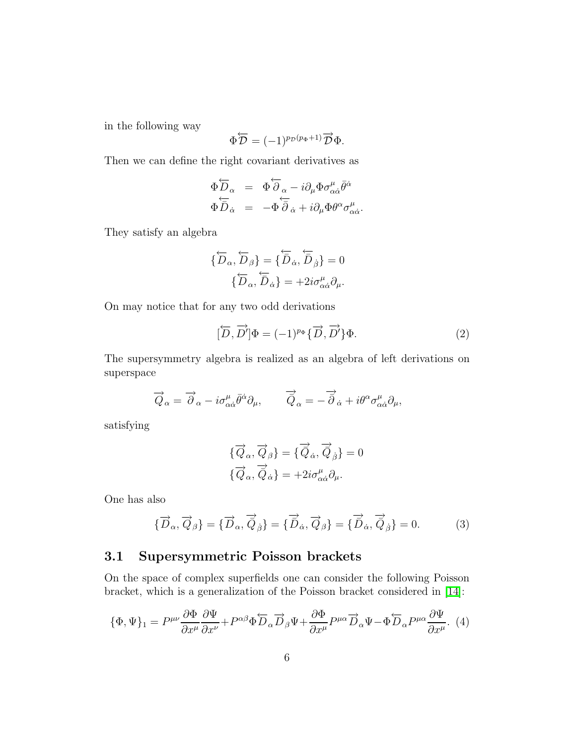in the following way

$$\Phi\overleftarrow{\mathcal{D}} = (-1)^{p_{\mathcal{D}}(p_\Phi+1)}\overrightarrow{\mathcal{D}}\Phi.$$

Then we can define the right covariant derivatives as

$$\begin{aligned}
\Phi\overleftarrow{D}_\alpha &= \Phi\overleftarrow{\partial}_\alpha - i\partial_\mu\Phi\sigma^\mu_{\alpha\dot{\alpha}}\bar{\theta}^{\dot{\alpha}} \\
\Phi\overleftarrow{\bar{D}}_{\dot{\alpha}} &= -\Phi\overleftarrow{\bar{\partial}}_{\dot{\alpha}} + i\partial_\mu\Phi\theta^\alpha\sigma^\mu_{\alpha\dot{\alpha}}.
\end{aligned}$$

They satisfy an algebra

$$\begin{aligned}
\{\overleftarrow{D}_\alpha, \overleftarrow{D}_\beta\} = \{\overleftarrow{\bar{D}}_{\dot{\alpha}}, \overleftarrow{\bar{D}}_{\dot{\beta}}\} = 0 \\
\{\overleftarrow{D}_\alpha, \overleftarrow{\bar{D}}_{\dot{\alpha}}\} = +2i\sigma^\mu_{\alpha\dot{\alpha}}\partial_\mu.
\end{aligned}$$

On may notice that for any two odd derivations

$$[\overleftarrow{D}, \overrightarrow{D'}]\Phi = (-1)^{p_\Phi}\{\overrightarrow{D}, \overrightarrow{D'}\}\Phi. \tag{2}$$

The supersymmetry algebra is realized as an algebra of left derivations on superspace

$$\overrightarrow{Q}_\alpha = \overrightarrow{\partial}_\alpha - i\sigma^\mu_{\alpha\dot{\alpha}}\bar{\theta}^{\dot{\alpha}}\partial_\mu, \qquad \overrightarrow{\bar{Q}}_\alpha = -\overrightarrow{\bar{\partial}}_{\dot{\alpha}} + i\theta^\alpha\sigma^\mu_{\alpha\dot{\alpha}}\partial_\mu,$$

satisfying

$$\begin{aligned}
\{\overrightarrow{Q}_\alpha, \overrightarrow{Q}_\beta\} = \{\overrightarrow{\bar{Q}}_{\dot{\alpha}}, \overrightarrow{\bar{Q}}_{\dot{\beta}}\} = 0 \\
\{\overrightarrow{Q}_\alpha, \overrightarrow{\bar{Q}}_{\dot{\alpha}}\} = +2i\sigma^\mu_{\alpha\dot{\alpha}}\partial_\mu.
\end{aligned}$$

One has also

$$\{\overrightarrow{D}_\alpha, \overrightarrow{Q}_\beta\} = \{\overrightarrow{D}_\alpha, \overrightarrow{\bar{Q}}_{\dot{\beta}}\} = \{\overrightarrow{\bar{D}}_{\dot{\alpha}}, \overrightarrow{Q}_\beta\} = \{\overrightarrow{\bar{D}}_{\dot{\alpha}}, \overrightarrow{\bar{Q}}_{\dot{\beta}}\} = 0. \tag{3}$$

### 3.1 Supersymmetric Poisson brackets

On the space of complex superfields one can consider the following Poisson bracket, which is a generalization of the Poisson bracket considered in [14]:

$$\{\Phi, \Psi\}_1 = P^{\mu\nu}\frac{\partial\Phi}{\partial x^\mu}\frac{\partial\Psi}{\partial x^\nu} + P^{\alpha\beta}\Phi\overleftarrow{D}_\alpha\overrightarrow{D}_\beta\Psi + \frac{\partial\Phi}{\partial x^\mu}P^{\mu\alpha}\overrightarrow{D}_\alpha\Psi - \Phi\overleftarrow{D}_\alpha P^{\mu\alpha}\frac{\partial\Psi}{\partial x^\mu}. \tag{4}$$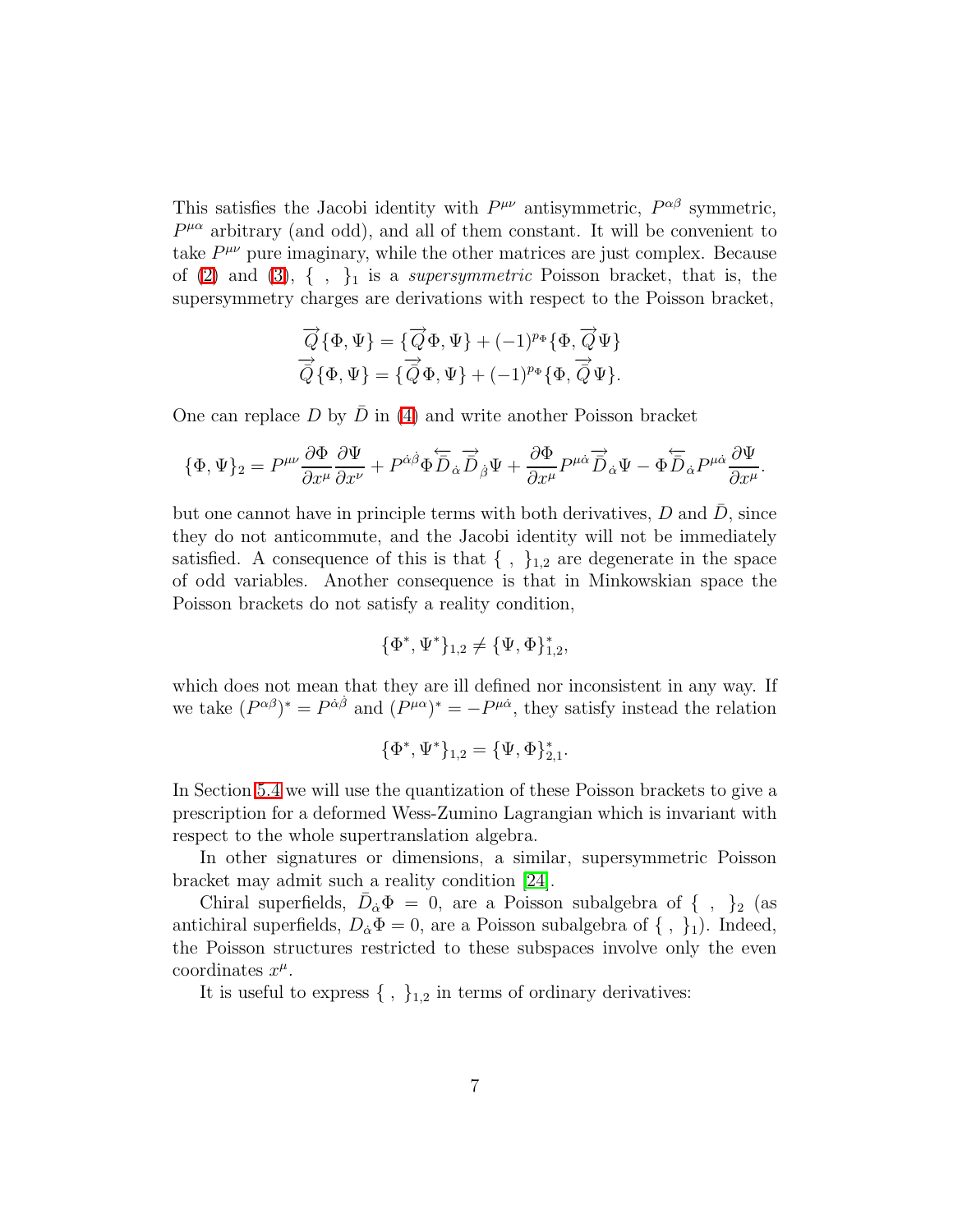This satisfies the Jacobi identity with $P^{\mu\nu}$ antisymmetric, $P^{\alpha\beta}$ symmetric, $P^{\mu\alpha}$ arbitrary (and odd), and all of them constant. It will be convenient to take $P^{\mu\nu}$ pure imaginary, while the other matrices are just complex. Because of (2) and (3), $\{\ ,\ \}_1$ is a *supersymmetric* Poisson bracket, that is, the supersymmetry charges are derivations with respect to the Poisson bracket,

$$
\begin{aligned}
\overrightarrow{Q}\{\Phi, \Psi\} &= \{\overrightarrow{Q}\Phi, \Psi\} + (-1)^{p_\Phi}\{\Phi, \overrightarrow{Q}\Psi\} \\
\overrightarrow{\bar{Q}}\{\Phi, \Psi\} &= \{\overrightarrow{\bar{Q}}\Phi, \Psi\} + (-1)^{p_\Phi}\{\Phi, \overrightarrow{\bar{Q}}\Psi\}.
\end{aligned}
$$

One can replace $D$ by $\bar{D}$ in (4) and write another Poisson bracket

$$
\{\Phi, \Psi\}_2 = P^{\mu\nu}\frac{\partial \Phi}{\partial x^\mu}\frac{\partial \Psi}{\partial x^\nu} + P^{\dot{\alpha}\dot{\beta}}\Phi\overleftarrow{\bar{D}}_{\dot{\alpha}}\overrightarrow{\bar{D}}_{\dot{\beta}}\Psi + \frac{\partial \Phi}{\partial x^\mu}P^{\mu\dot{\alpha}}\overrightarrow{\bar{D}}_{\dot{\alpha}}\Psi - \Phi\overleftarrow{\bar{D}}_{\dot{\alpha}}P^{\mu\dot{\alpha}}\frac{\partial \Psi}{\partial x^\mu}.
$$

but one cannot have in principle terms with both derivatives, $D$ and $\bar{D}$, since they do not anticommute, and the Jacobi identity will not be immediately satisfied. A consequence of this is that $\{\ ,\ \}_{1,2}$ are degenerate in the space of odd variables. Another consequence is that in Minkowskian space the Poisson brackets do not satisfy a reality condition,

$$
\{\Phi^*, \Psi^*\}_{1,2} \neq \{\Psi, \Phi\}^*_{1,2},
$$

which does not mean that they are ill defined nor inconsistent in any way. If we take $(P^{\alpha\beta})^* = P^{\dot{\alpha}\dot{\beta}}$ and $(P^{\mu\alpha})^* = -P^{\mu\dot{\alpha}}$, they satisfy instead the relation

$$
\{\Phi^*, \Psi^*\}_{1,2} = \{\Psi, \Phi\}^*_{2,1}.
$$

In Section 5.4 we will use the quantization of these Poisson brackets to give a prescription for a deformed Wess-Zumino Lagrangian which is invariant with respect to the whole supertranslation algebra.

In other signatures or dimensions, a similar, supersymmetric Poisson bracket may admit such a reality condition [24].

Chiral superfields, $\bar{D}_{\dot{\alpha}}\Phi = 0$, are a Poisson subalgebra of $\{\ ,\ \}_2$ (as antichiral superfields, $D_{\alpha}\Phi = 0$, are a Poisson subalgebra of $\{\ ,\ \}_1$). Indeed, the Poisson structures restricted to these subspaces involve only the even coordinates $x^\mu$.

It is useful to express $\{\ ,\ \}_{1,2}$ in terms of ordinary derivatives: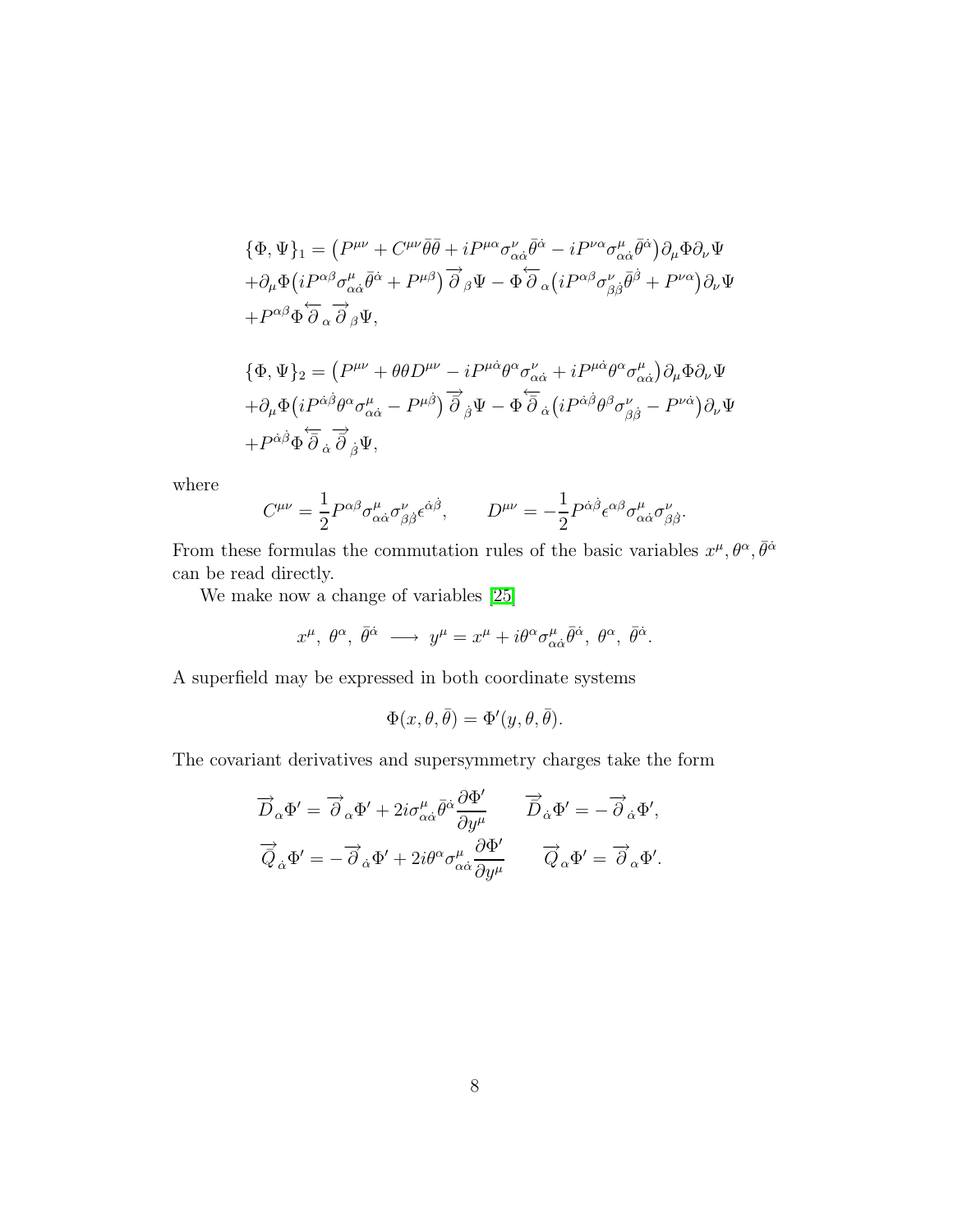$$
\begin{aligned}
\{\Phi,\Psi\}_1 &= \big(P^{\mu\nu} + C^{\mu\nu}\bar\theta\bar\theta + iP^{\mu\alpha}\sigma^\nu_{\alpha\dot\alpha}\bar\theta^{\dot\alpha} - iP^{\nu\alpha}\sigma^\mu_{\alpha\dot\alpha}\bar\theta^{\dot\alpha}\big)\partial_\mu\Phi\partial_\nu\Psi \\
&+\partial_\mu\Phi\big(iP^{\alpha\beta}\sigma^\mu_{\alpha\dot\alpha}\bar\theta^{\dot\alpha} + P^{\mu\beta}\big)\overrightarrow{\partial}_\beta\Psi - \Phi\overleftarrow{\partial}_\alpha\big(iP^{\alpha\beta}\sigma^\nu_{\beta\dot\beta}\bar\theta^{\dot\beta} + P^{\nu\alpha}\big)\partial_\nu\Psi \\
&+P^{\alpha\beta}\Phi\overleftarrow{\partial}_\alpha\overrightarrow{\partial}_\beta\Psi,
\end{aligned}
$$

$$
\begin{aligned}
\{\Phi,\Psi\}_2 &= \big(P^{\mu\nu} + \theta\theta D^{\mu\nu} - iP^{\mu\dot\alpha}\theta^\alpha\sigma^\nu_{\alpha\dot\alpha} + iP^{\mu\dot\alpha}\theta^\alpha\sigma^\mu_{\alpha\dot\alpha}\big)\partial_\mu\Phi\partial_\nu\Psi \\
&+\partial_\mu\Phi\big(iP^{\dot\alpha\dot\beta}\theta^\alpha\sigma^\mu_{\alpha\dot\alpha} - P^{\mu\dot\beta}\big)\overrightarrow{\bar\partial}_{\dot\beta}\Psi - \Phi\overleftarrow{\bar\partial}_{\dot\alpha}\big(iP^{\dot\alpha\dot\beta}\theta^\beta\sigma^\nu_{\beta\dot\beta} - P^{\nu\dot\alpha}\big)\partial_\nu\Psi \\
&+P^{\dot\alpha\dot\beta}\Phi\overleftarrow{\bar\partial}_{\dot\alpha}\overrightarrow{\bar\partial}_{\dot\beta}\Psi,
\end{aligned}
$$

where

$$
C^{\mu\nu} = \frac{1}{2}P^{\alpha\beta}\sigma^\mu_{\alpha\dot\alpha}\sigma^\nu_{\beta\dot\beta}\epsilon^{\dot\alpha\dot\beta}, \qquad D^{\mu\nu} = -\frac{1}{2}P^{\dot\alpha\dot\beta}\epsilon^{\alpha\beta}\sigma^\mu_{\alpha\dot\alpha}\sigma^\nu_{\beta\dot\beta}.
$$

From these formulas the commutation rules of the basic variables $x^\mu, \theta^\alpha, \bar\theta^{\dot\alpha}$ can be read directly.

We make now a change of variables [25]

$$
x^\mu,\ \theta^\alpha,\ \bar\theta^{\dot\alpha} \longrightarrow y^\mu = x^\mu + i\theta^\alpha\sigma^\mu_{\alpha\dot\alpha}\bar\theta^{\dot\alpha},\ \theta^\alpha,\ \bar\theta^{\dot\alpha}.
$$

A superfield may be expressed in both coordinate systems

$$
\Phi(x,\theta,\bar\theta) = \Phi'(y,\theta,\bar\theta).
$$

The covariant derivatives and supersymmetry charges take the form

$$
\begin{aligned}
\overrightarrow{D}_\alpha\Phi' &= \overrightarrow{\partial}_\alpha\Phi' + 2i\sigma^\mu_{\alpha\dot\alpha}\bar\theta^{\dot\alpha}\frac{\partial\Phi'}{\partial y^\mu} \qquad & \overrightarrow{\bar D}_{\dot\alpha}\Phi' &= -\overrightarrow{\partial}_{\dot\alpha}\Phi', \\
\overrightarrow{\bar Q}_{\dot\alpha}\Phi' &= -\overrightarrow{\partial}_{\dot\alpha}\Phi' + 2i\theta^\alpha\sigma^\mu_{\alpha\dot\alpha}\frac{\partial\Phi'}{\partial y^\mu} \qquad & \overrightarrow{Q}_\alpha\Phi' &= \overrightarrow{\partial}_\alpha\Phi'.
\end{aligned}
$$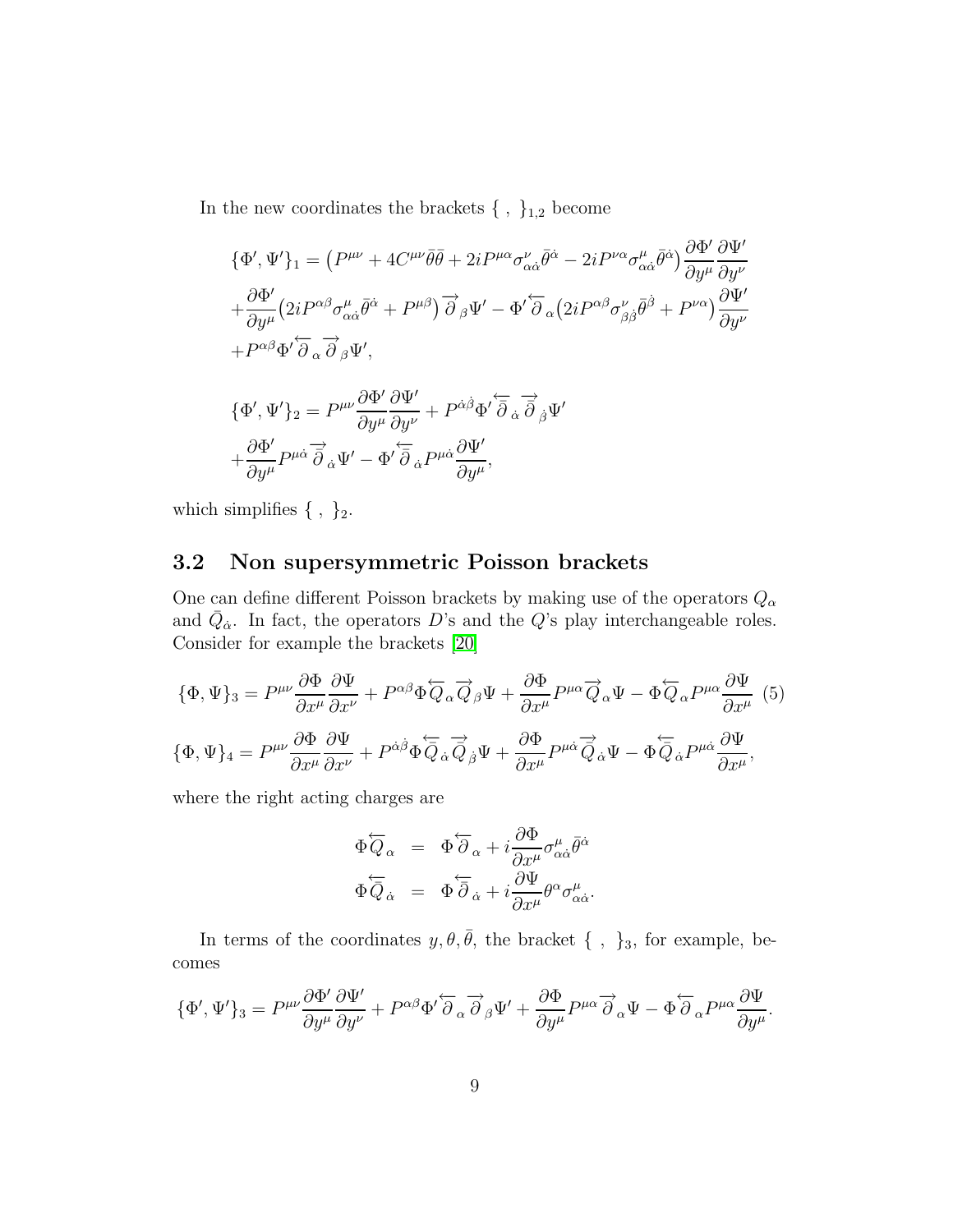In the new coordinates the brackets $\{\ ,\ \}_{1,2}$ become

$$
\begin{aligned}
\{\Phi', \Psi'\}_1 &= \left(P^{\mu\nu} + 4C^{\mu\nu}\bar{\theta}\bar{\theta} + 2iP^{\mu\alpha}\sigma^{\nu}_{\alpha\dot{\alpha}}\bar{\theta}^{\dot{\alpha}} - 2iP^{\nu\alpha}\sigma^{\mu}_{\alpha\dot{\alpha}}\bar{\theta}^{\dot{\alpha}}\right)\frac{\partial\Phi'}{\partial y^{\mu}}\frac{\partial\Psi'}{\partial y^{\nu}} \\
&+ \frac{\partial\Phi'}{\partial y^{\mu}}\left(2iP^{\alpha\beta}\sigma^{\mu}_{\alpha\dot{\alpha}}\bar{\theta}^{\dot{\alpha}} + P^{\mu\beta}\right)\overrightarrow{\partial}_{\beta}\Psi' - \Phi'\overleftarrow{\partial}_{\alpha}\left(2iP^{\alpha\beta}\sigma^{\nu}_{\beta\dot{\beta}}\bar{\theta}^{\dot{\beta}} + P^{\nu\alpha}\right)\frac{\partial\Psi'}{\partial y^{\nu}} \\
&+ P^{\alpha\beta}\Phi'\overleftarrow{\partial}_{\alpha}\overrightarrow{\partial}_{\beta}\Psi',
\end{aligned}
$$

$$
\begin{aligned}
\{\Phi', \Psi'\}_2 &= P^{\mu\nu}\frac{\partial\Phi'}{\partial y^{\mu}}\frac{\partial\Psi'}{\partial y^{\nu}} + P^{\dot{\alpha}\dot{\beta}}\Phi'\overleftarrow{\bar{\partial}}_{\dot{\alpha}}\overrightarrow{\bar{\partial}}_{\dot{\beta}}\Psi' \\
&+ \frac{\partial\Phi'}{\partial y^{\mu}}P^{\mu\dot{\alpha}}\overrightarrow{\bar{\partial}}_{\dot{\alpha}}\Psi' - \Phi'\overleftarrow{\bar{\partial}}_{\dot{\alpha}}P^{\mu\dot{\alpha}}\frac{\partial\Psi'}{\partial y^{\mu}},
\end{aligned}
$$

which simplifies $\{\ ,\ \}_2$.

## 3.2 Non supersymmetric Poisson brackets

One can define different Poisson brackets by making use of the operators $Q_{\alpha}$ and $\bar{Q}_{\dot{\alpha}}$. In fact, the operators $D$'s and the $Q$'s play interchangeable roles. Consider for example the brackets [20]

$$
\begin{aligned}
\{\Phi, \Psi\}_3 &= P^{\mu\nu}\frac{\partial\Phi}{\partial x^{\mu}}\frac{\partial\Psi}{\partial x^{\nu}} + P^{\alpha\beta}\Phi\overleftarrow{Q}_{\alpha}\overrightarrow{Q}_{\beta}\Psi + \frac{\partial\Phi}{\partial x^{\mu}}P^{\mu\alpha}\overrightarrow{Q}_{\alpha}\Psi - \Phi\overleftarrow{Q}_{\alpha}P^{\mu\alpha}\frac{\partial\Psi}{\partial x^{\mu}} \quad (5) \\
\{\Phi, \Psi\}_4 &= P^{\mu\nu}\frac{\partial\Phi}{\partial x^{\mu}}\frac{\partial\Psi}{\partial x^{\nu}} + P^{\dot{\alpha}\dot{\beta}}\Phi\overleftarrow{\bar{Q}}_{\dot{\alpha}}\overrightarrow{\bar{Q}}_{\dot{\beta}}\Psi + \frac{\partial\Phi}{\partial x^{\mu}}P^{\mu\dot{\alpha}}\overrightarrow{\bar{Q}}_{\dot{\alpha}}\Psi - \Phi\overleftarrow{\bar{Q}}_{\dot{\alpha}}P^{\mu\dot{\alpha}}\frac{\partial\Psi}{\partial x^{\mu}},
\end{aligned}
$$

where the right acting charges are

$$
\begin{aligned}
\Phi\overleftarrow{Q}_{\alpha} &= \Phi\overleftarrow{\partial}_{\alpha} + i\frac{\partial\Phi}{\partial x^{\mu}}\sigma^{\mu}_{\alpha\dot{\alpha}}\bar{\theta}^{\dot{\alpha}} \\
\Phi\overleftarrow{\bar{Q}}_{\dot{\alpha}} &= \Phi\overleftarrow{\bar{\partial}}_{\dot{\alpha}} + i\frac{\partial\Psi}{\partial x^{\mu}}\theta^{\alpha}\sigma^{\mu}_{\alpha\dot{\alpha}}.
\end{aligned}
$$

In terms of the coordinates $y, \theta, \bar{\theta}$, the bracket $\{\ ,\ \}_3$, for example, becomes

$$
\{\Phi', \Psi'\}_3 = P^{\mu\nu}\frac{\partial\Phi'}{\partial y^{\mu}}\frac{\partial\Psi'}{\partial y^{\nu}} + P^{\alpha\beta}\Phi'\overleftarrow{\partial}_{\alpha}\overrightarrow{\partial}_{\beta}\Psi' + \frac{\partial\Phi}{\partial y^{\mu}}P^{\mu\alpha}\overrightarrow{\partial}_{\alpha}\Psi - \Phi\overleftarrow{\partial}_{\alpha}P^{\mu\alpha}\frac{\partial\Psi}{\partial y^{\mu}}.
$$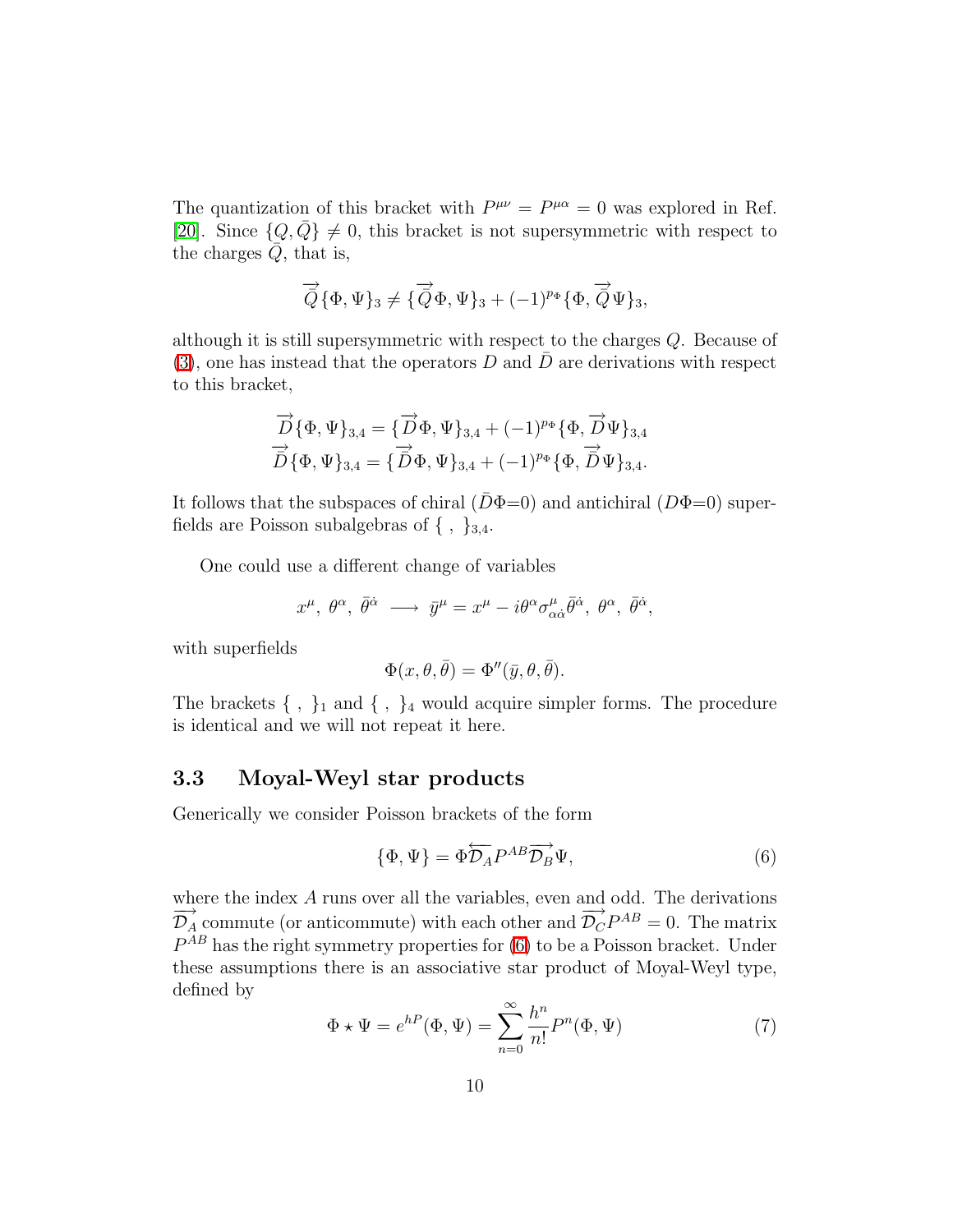The quantization of this bracket with $P^{\mu\nu} = P^{\mu\alpha} = 0$ was explored in Ref. [20]. Since $\{Q, \bar{Q}\} \neq 0$, this bracket is not supersymmetric with respect to the charges $\bar{Q}$, that is,

$$\overrightarrow{\bar{Q}}\{\Phi, \Psi\}_3 \neq \{\overrightarrow{\bar{Q}}\Phi, \Psi\}_3 + (-1)^{p_\Phi}\{\Phi, \overrightarrow{\bar{Q}}\Psi\}_3,$$

although it is still supersymmetric with respect to the charges $Q$. Because of (3), one has instead that the operators $D$ and $\bar{D}$ are derivations with respect to this bracket,

$$\begin{aligned}
\overrightarrow{D}\{\Phi, \Psi\}_{3,4} &= \{\overrightarrow{D}\Phi, \Psi\}_{3,4} + (-1)^{p_\Phi}\{\Phi, \overrightarrow{D}\Psi\}_{3,4} \\
\overrightarrow{\bar{D}}\{\Phi, \Psi\}_{3,4} &= \{\overrightarrow{\bar{D}}\Phi, \Psi\}_{3,4} + (-1)^{p_\Phi}\{\Phi, \overrightarrow{\bar{D}}\Psi\}_{3,4}.
\end{aligned}$$

It follows that the subspaces of chiral ($\bar{D}\Phi$=0) and antichiral ($D\Phi$=0) superfields are Poisson subalgebras of $\{\ ,\ \}_{3,4}$.

One could use a different change of variables

$$x^\mu,\ \theta^\alpha,\ \bar{\theta}^{\dot{\alpha}} \ \longrightarrow\ \bar{y}^\mu = x^\mu - i\theta^\alpha \sigma^\mu_{\alpha\dot{\alpha}}\bar{\theta}^{\dot{\alpha}},\ \theta^\alpha,\ \bar{\theta}^{\dot{\alpha}},$$

with superfields

$$\Phi(x, \theta, \bar{\theta}) = \Phi''(\bar{y}, \theta, \bar{\theta}).$$

The brackets $\{\ ,\ \}_1$ and $\{\ ,\ \}_4$ would acquire simpler forms. The procedure is identical and we will not repeat it here.

### 3.3 Moyal-Weyl star products

Generically we consider Poisson brackets of the form

$$\{\Phi, \Psi\} = \Phi\overleftarrow{\mathcal{D}_A}P^{AB}\overrightarrow{\mathcal{D}_B}\Psi, \tag{6}$$

where the index $A$ runs over all the variables, even and odd. The derivations $\overrightarrow{\mathcal{D}_A}$ commute (or anticommute) with each other and $\overrightarrow{\mathcal{D}_C}P^{AB} = 0$. The matrix $P^{AB}$ has the right symmetry properties for (6) to be a Poisson bracket. Under these assumptions there is an associative star product of Moyal-Weyl type, defined by

$$\Phi \star \Psi = e^{hP}(\Phi, \Psi) = \sum_{n=0}^{\infty} \frac{h^n}{n!} P^n(\Phi, \Psi) \tag{7}$$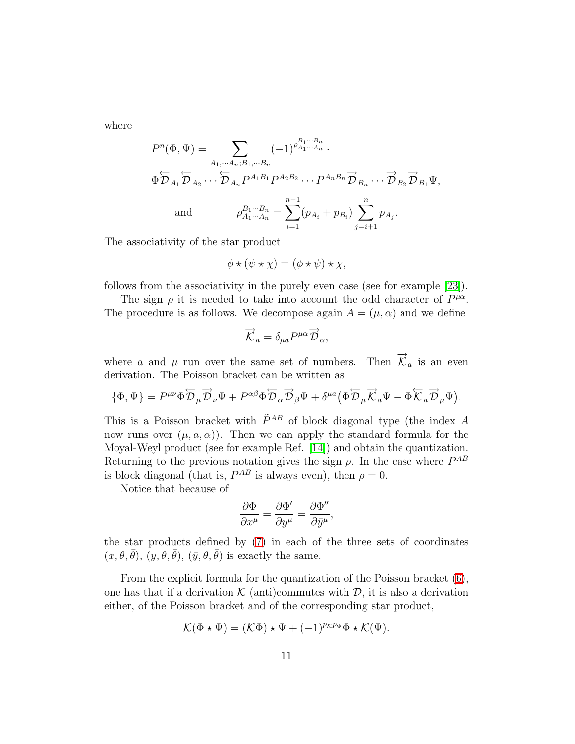where

$$P^n(\Phi,\Psi)=\sum_{A_1,\cdots A_n;B_1,\cdots B_n}(-1)^{\rho^{B_1\cdots B_n}_{A_1\cdots A_n}}\cdot$$
$$\Phi\overleftarrow{\mathcal{D}}_{A_1}\overleftarrow{\mathcal{D}}_{A_2}\cdots\overleftarrow{\mathcal{D}}_{A_n}P^{A_1B_1}P^{A_2B_2}\cdots P^{A_nB_n}\overrightarrow{\mathcal{D}}_{B_n}\cdots\overrightarrow{\mathcal{D}}_{B_2}\overrightarrow{\mathcal{D}}_{B_1}\Psi,$$

$$\text{and}\qquad \rho^{B_1\cdots B_n}_{A_1\cdots A_n}=\sum_{i=1}^{n-1}(p_{A_i}+p_{B_i})\sum_{j=i+1}^{n}p_{A_j}.$$

The associativity of the star product

$$\phi\star(\psi\star\chi)=(\phi\star\psi)\star\chi,$$

follows from the associativity in the purely even case (see for example [23]).

The sign $\rho$ it is needed to take into account the odd character of $P^{\mu\alpha}$. The procedure is as follows. We decompose again $A=(\mu,\alpha)$ and we define

$$\overrightarrow{\mathcal{K}}_a=\delta_{\mu a}P^{\mu\alpha}\overrightarrow{\mathcal{D}}_\alpha,$$

where $a$ and $\mu$ run over the same set of numbers. Then $\overrightarrow{\mathcal{K}}_a$ is an even derivation. The Poisson bracket can be written as

$$\{\Phi,\Psi\}=P^{\mu\nu}\Phi\overleftarrow{\mathcal{D}}_\mu\overrightarrow{\mathcal{D}}_\nu\Psi+P^{\alpha\beta}\Phi\overleftarrow{\mathcal{D}}_\alpha\overrightarrow{\mathcal{D}}_\beta\Psi+\delta^{\mu a}\big(\Phi\overleftarrow{\mathcal{D}}_\mu\overrightarrow{\mathcal{K}}_a\Psi-\Phi\overleftarrow{\mathcal{K}}_a\overrightarrow{\mathcal{D}}_\mu\Psi\big).$$

This is a Poisson bracket with $\tilde{P}^{AB}$ of block diagonal type (the index $A$ now runs over $(\mu,a,\alpha)$). Then we can apply the standard formula for the Moyal-Weyl product (see for example Ref. [14]) and obtain the quantization. Returning to the previous notation gives the sign $\rho$. In the case where $P^{AB}$ is block diagonal (that is, $P^{AB}$ is always even), then $\rho=0$.

Notice that because of

$$\frac{\partial\Phi}{\partial x^\mu}=\frac{\partial\Phi'}{\partial y^\mu}=\frac{\partial\Phi''}{\partial\bar{y}^\mu},$$

the star products defined by (7) in each of the three sets of coordinates $(x,\theta,\bar\theta)$, $(y,\theta,\bar\theta)$, $(\bar y,\theta,\bar\theta)$ is exactly the same.

From the explicit formula for the quantization of the Poisson bracket (6), one has that if a derivation $\mathcal{K}$ (anti)commutes with $\mathcal{D}$, it is also a derivation either, of the Poisson bracket and of the corresponding star product,

$$\mathcal{K}(\Phi\star\Psi)=(\mathcal{K}\Phi)\star\Psi+(-1)^{p_\mathcal{K}p_\Phi}\Phi\star\mathcal{K}(\Psi).$$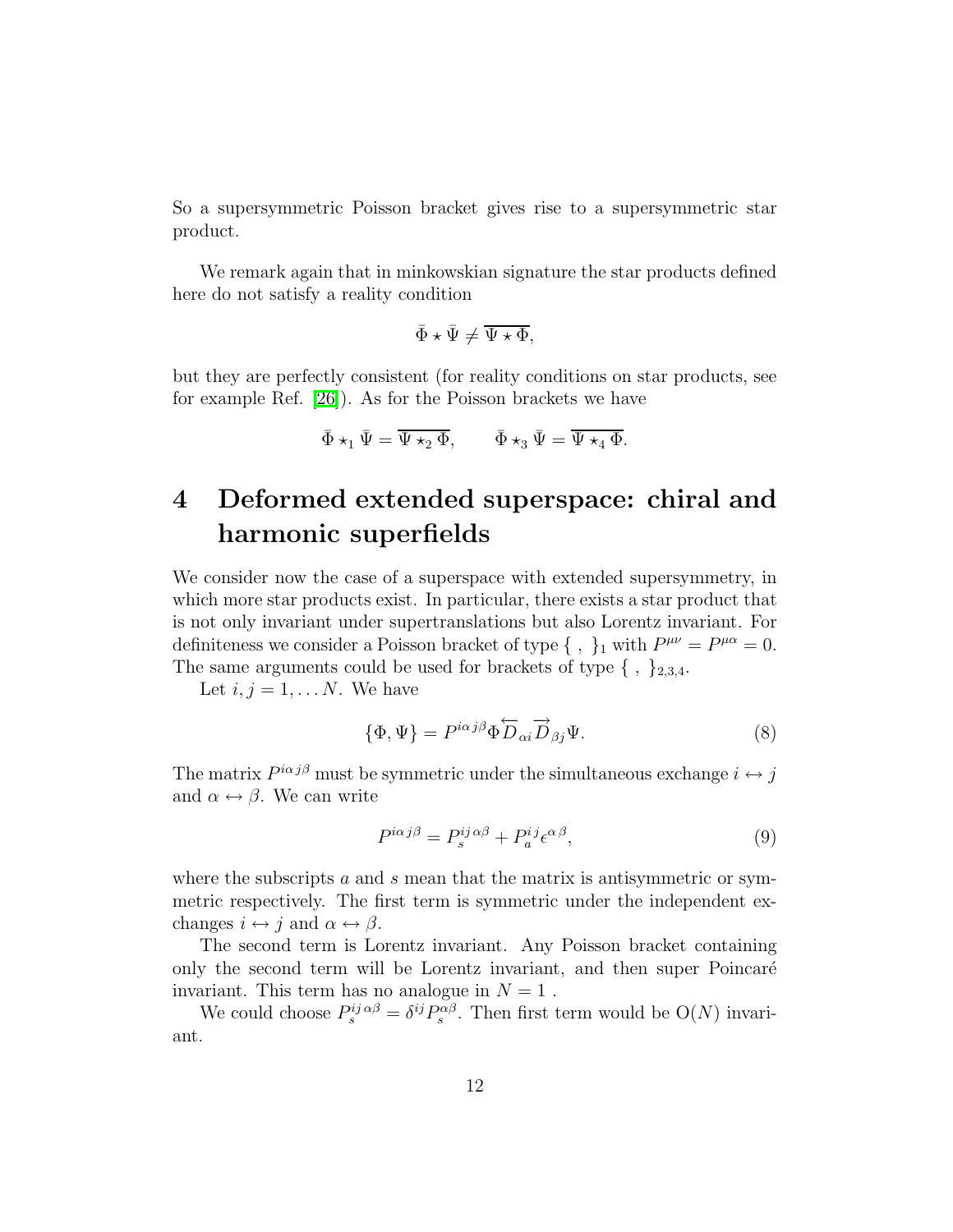So a supersymmetric Poisson bracket gives rise to a supersymmetric star product.

We remark again that in minkowskian signature the star products defined here do not satisfy a reality condition

$$\bar{\Phi} \star \bar{\Psi} \neq \overline{\Psi \star \Phi},$$

but they are perfectly consistent (for reality conditions on star products, see for example Ref. [26]). As for the Poisson brackets we have

$$\bar{\Phi} \star_1 \bar{\Psi} = \overline{\Psi \star_2 \Phi}, \qquad \bar{\Phi} \star_3 \bar{\Psi} = \overline{\Psi \star_4 \Phi}.$$

# 4 Deformed extended superspace: chiral and harmonic superfields

We consider now the case of a superspace with extended supersymmetry, in which more star products exist. In particular, there exists a star product that is not only invariant under supertranslations but also Lorentz invariant. For definiteness we consider a Poisson bracket of type $\{\ ,\ \}_1$ with $P^{\mu\nu} = P^{\mu\alpha} = 0$. The same arguments could be used for brackets of type $\{\ ,\ \}_{2,3,4}$.

Let $i, j = 1, \ldots N$. We have

$$\{\Phi, \Psi\} = P^{i\alpha\, j\beta} \Phi \overleftarrow{D}_{\alpha i} \overrightarrow{D}_{\beta j} \Psi. \tag{8}$$

The matrix $P^{i\alpha\, j\beta}$ must be symmetric under the simultaneous exchange $i \leftrightarrow j$ and $\alpha \leftrightarrow \beta$. We can write

$$P^{i\alpha\, j\beta} = P_s^{ij\, \alpha\beta} + P_a^{ij} \epsilon^{\alpha\, \beta}, \tag{9}$$

where the subscripts $a$ and $s$ mean that the matrix is antisymmetric or symmetric respectively. The first term is symmetric under the independent exchanges $i \leftrightarrow j$ and $\alpha \leftrightarrow \beta$.

The second term is Lorentz invariant. Any Poisson bracket containing only the second term will be Lorentz invariant, and then super Poincaré invariant. This term has no analogue in $N = 1$ .

We could choose $P_s^{ij\, \alpha\beta} = \delta^{ij} P_s^{\alpha\beta}$. Then first term would be O($N$) invariant.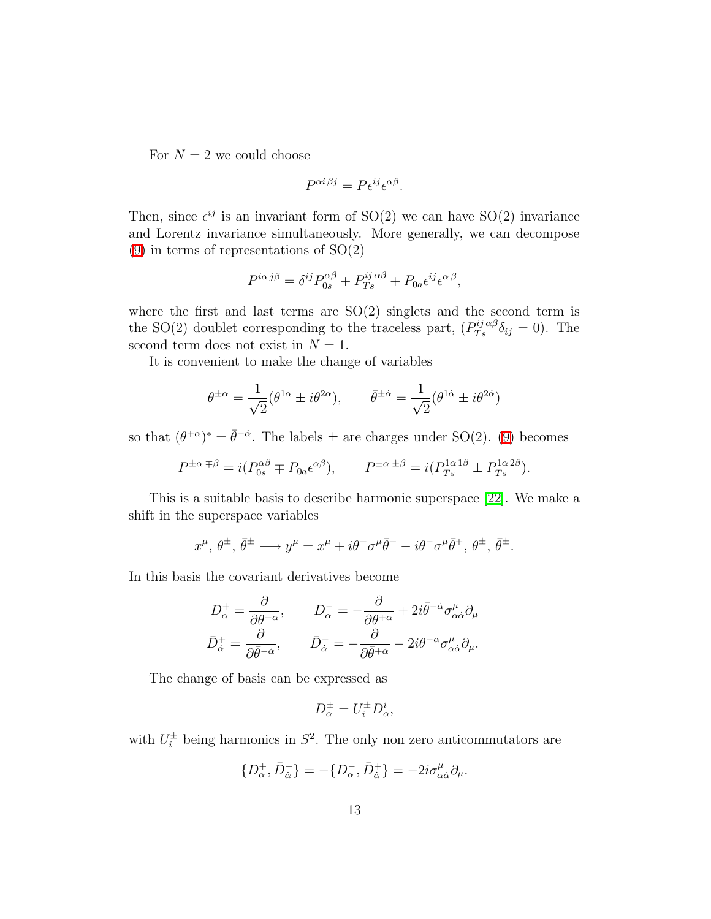For $N = 2$ we could choose

$$P^{\alpha i\,\beta j} = P\epsilon^{ij}\epsilon^{\alpha\beta}.$$

Then, since $\epsilon^{ij}$ is an invariant form of SO(2) we can have SO(2) invariance and Lorentz invariance simultaneously. More generally, we can decompose (9) in terms of representations of SO(2)

$$P^{i\alpha\,j\beta} = \delta^{ij}P^{\alpha\beta}_{0s} + P^{ij\,\alpha\beta}_{Ts} + P_{0a}\epsilon^{ij}\epsilon^{\alpha\,\beta},$$

where the first and last terms are SO(2) singlets and the second term is the SO(2) doublet corresponding to the traceless part, ($P^{ij\,\alpha\beta}_{Ts}\delta_{ij} = 0$). The second term does not exist in $N = 1$.

It is convenient to make the change of variables

$$\theta^{\pm\alpha} = \frac{1}{\sqrt{2}}(\theta^{1\alpha} \pm i\theta^{2\alpha}), \qquad \bar{\theta}^{\pm\dot{\alpha}} = \frac{1}{\sqrt{2}}(\theta^{1\dot{\alpha}} \pm i\theta^{2\dot{\alpha}})$$

so that $(\theta^{+\alpha})^* = \bar{\theta}^{-\dot{\alpha}}$. The labels $\pm$ are charges under SO(2). (9) becomes

$$P^{\pm\alpha\,\mp\beta} = i(P^{\alpha\beta}_{0s} \mp P_{0a}\epsilon^{\alpha\beta}), \qquad P^{\pm\alpha\,\pm\beta} = i(P^{1\alpha\,1\beta}_{Ts} \pm P^{1\alpha\,2\beta}_{Ts}).$$

This is a suitable basis to describe harmonic superspace [22]. We make a shift in the superspace variables

$$x^\mu,\, \theta^\pm,\, \bar{\theta}^\pm \longrightarrow y^\mu = x^\mu + i\theta^+\sigma^\mu\bar{\theta}^- - i\theta^-\sigma^\mu\bar{\theta}^+,\, \theta^\pm,\, \bar{\theta}^\pm.$$

In this basis the covariant derivatives become

$$\begin{aligned}
D^+_\alpha &= \frac{\partial}{\partial\theta^{-\alpha}}, \qquad & D^-_\alpha &= -\frac{\partial}{\partial\theta^{+\alpha}} + 2i\bar{\theta}^{-\dot{\alpha}}\sigma^\mu_{\alpha\dot{\alpha}}\partial_\mu \\
\bar{D}^+_{\dot{\alpha}} &= \frac{\partial}{\partial\bar{\theta}^{-\dot{\alpha}}}, \qquad & \bar{D}^-_{\dot{\alpha}} &= -\frac{\partial}{\partial\bar{\theta}^{+\dot{\alpha}}} - 2i\theta^{-\alpha}\sigma^\mu_{\alpha\dot{\alpha}}\partial_\mu.
\end{aligned}$$

The change of basis can be expressed as

$$D^\pm_\alpha = U^\pm_i D^i_\alpha,$$

with $U^\pm_i$ being harmonics in $S^2$. The only non zero anticommutators are

$$\{D^+_\alpha, \bar{D}^-_{\dot{\alpha}}\} = -\{D^-_\alpha, \bar{D}^+_{\dot{\alpha}}\} = -2i\sigma^\mu_{\alpha\dot{\alpha}}\partial_\mu.$$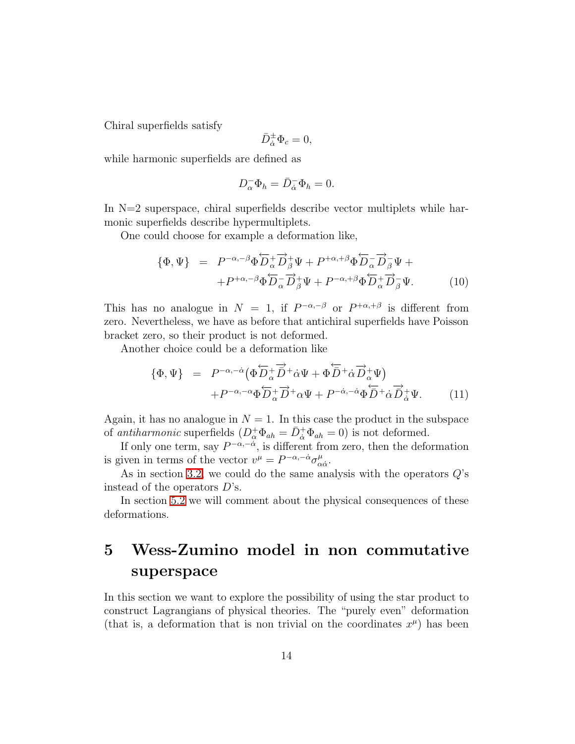Chiral superfields satisfy

$$\bar{D}^{\pm}_{\dot{\alpha}}\Phi_c = 0,$$

while harmonic superfields are defined as

$$D^{-}_{\alpha}\Phi_h = \bar{D}^{-}_{\dot{\alpha}}\Phi_h = 0.$$

In N=2 superspace, chiral superfields describe vector multiplets while harmonic superfields describe hypermultiplets.

One could choose for example a deformation like,

$$\begin{aligned}
\{\Phi, \Psi\} &= P^{-\alpha,-\beta}\Phi\overleftarrow{D}^{+}_{\alpha}\overrightarrow{D}^{+}_{\beta}\Psi + P^{+\alpha,+\beta}\Phi\overleftarrow{D}^{-}_{\alpha}\overrightarrow{D}^{-}_{\beta}\Psi + \\
&\quad + P^{+\alpha,-\beta}\Phi\overleftarrow{D}^{-}_{\alpha}\overrightarrow{D}^{+}_{\beta}\Psi + P^{-\alpha,+\beta}\Phi\overleftarrow{D}^{+}_{\alpha}\overrightarrow{D}^{-}_{\beta}\Psi. \qquad (10)
\end{aligned}$$

This has no analogue in $N = 1$, if $P^{-\alpha,-\beta}$ or $P^{+\alpha,+\beta}$ is different from zero. Nevertheless, we have as before that antichiral superfields have Poisson bracket zero, so their product is not deformed.

Another choice could be a deformation like

$$\begin{aligned}
\{\Phi, \Psi\} &= P^{-\alpha,-\dot{\alpha}}\big(\Phi\overleftarrow{D}^{+}_{\alpha}\overrightarrow{\bar{D}}^{+}\dot{\alpha}\Psi + \Phi\overleftarrow{\bar{D}}^{+}\dot{\alpha}\overrightarrow{D}^{+}_{\alpha}\Psi\big) \\
&\quad + P^{-\alpha,-\alpha}\Phi\overleftarrow{D}^{+}_{\alpha}\overrightarrow{D}^{+}\alpha\Psi + P^{-\dot{\alpha},-\dot{\alpha}}\Phi\overleftarrow{\bar{D}}^{+}\dot{\alpha}\overrightarrow{\bar{D}}^{+}_{\dot{\alpha}}\Psi. \qquad (11)
\end{aligned}$$

Again, it has no analogue in $N = 1$. In this case the product in the subspace of *antiharmonic* superfields ($D^{+}_{\alpha}\Phi_{ah} = \bar{D}^{+}_{\dot{\alpha}}\Phi_{ah} = 0$) is not deformed.

If only one term, say $P^{-\alpha,-\dot{\alpha}}$, is different from zero, then the deformation is given in terms of the vector $v^{\mu} = P^{-\alpha,-\dot{\alpha}}\sigma^{\mu}_{\alpha\dot{\alpha}}$.

As in section 3.2, we could do the same analysis with the operators $Q$'s instead of the operators $D$'s.

In section 5.2 we will comment about the physical consequences of these deformations.

# 5 Wess-Zumino model in non commutative superspace

In this section we want to explore the possibility of using the star product to construct Lagrangians of physical theories. The "purely even" deformation (that is, a deformation that is non trivial on the coordinates $x^{\mu}$) has been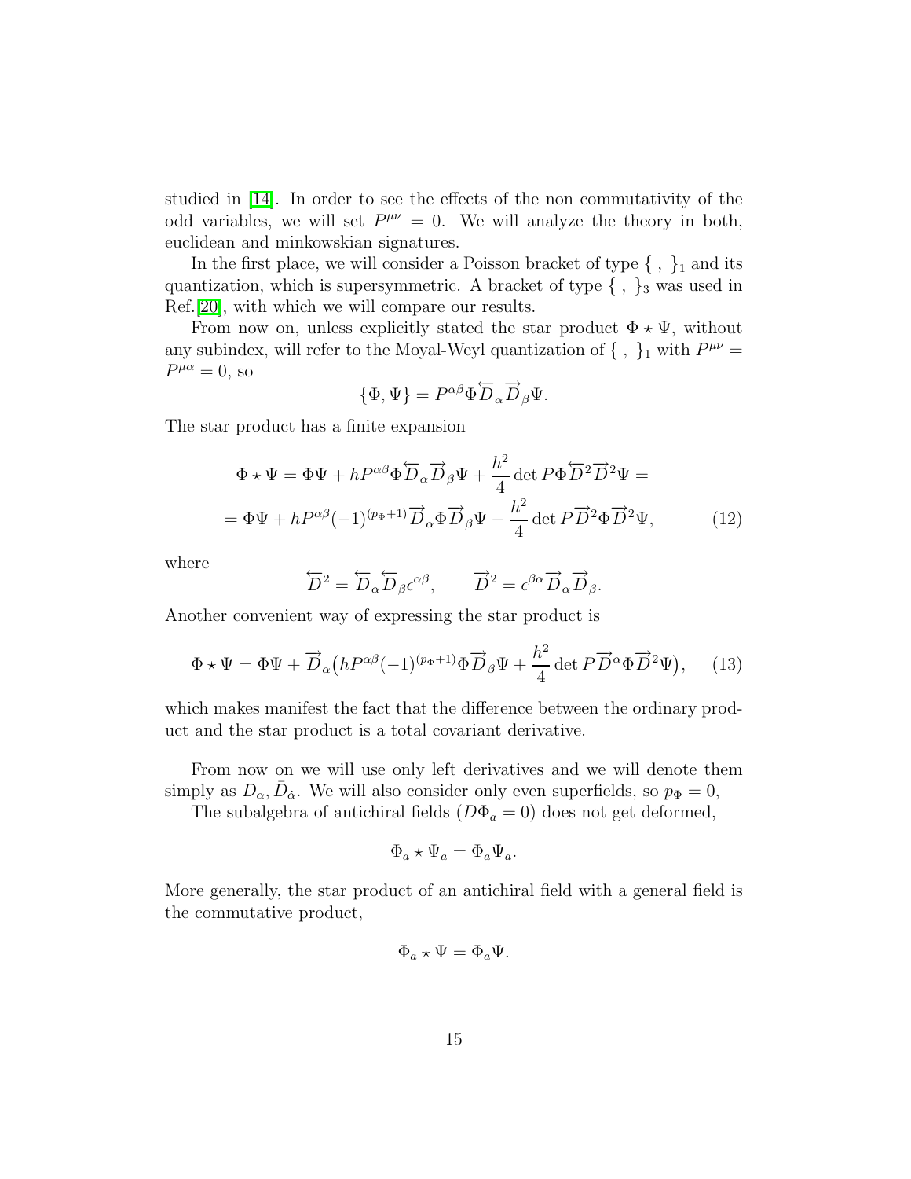studied in [14]. In order to see the effects of the non commutativity of the odd variables, we will set $P^{\mu\nu} = 0$. We will analyze the theory in both, euclidean and minkowskian signatures.

In the first place, we will consider a Poisson bracket of type $\{\ ,\ \}_1$ and its quantization, which is supersymmetric. A bracket of type $\{\ ,\ \}_3$ was used in Ref.[20], with which we will compare our results.

From now on, unless explicitly stated the star product $\Phi \star \Psi$, without any subindex, will refer to the Moyal-Weyl quantization of $\{\ ,\ \}_1$ with $P^{\mu\nu} = P^{\mu\alpha} = 0$, so

$$\{\Phi, \Psi\} = P^{\alpha\beta}\Phi\overleftarrow{D}_\alpha\overrightarrow{D}_\beta\Psi.$$

The star product has a finite expansion

$$\begin{aligned}
\Phi \star \Psi &= \Phi\Psi + hP^{\alpha\beta}\Phi\overleftarrow{D}_\alpha\overrightarrow{D}_\beta\Psi + \frac{h^2}{4}\det P\,\Phi\overleftarrow{D}^2\overrightarrow{D}^2\Psi = \\
&= \Phi\Psi + hP^{\alpha\beta}(-1)^{(p_\Phi+1)}\overrightarrow{D}_\alpha\Phi\overrightarrow{D}_\beta\Psi - \frac{h^2}{4}\det P\,\overrightarrow{D}^2\Phi\overrightarrow{D}^2\Psi,
\end{aligned} \tag{12}$$

where

$$\overleftarrow{D}^2 = \overleftarrow{D}_\alpha\overleftarrow{D}_\beta\epsilon^{\alpha\beta}, \qquad \overrightarrow{D}^2 = \epsilon^{\beta\alpha}\overrightarrow{D}_\alpha\overrightarrow{D}_\beta.$$

Another convenient way of expressing the star product is

$$\Phi \star \Psi = \Phi\Psi + \overrightarrow{D}_\alpha\big(hP^{\alpha\beta}(-1)^{(p_\Phi+1)}\Phi\overrightarrow{D}_\beta\Psi + \frac{h^2}{4}\det P\,\overrightarrow{D}^\alpha\Phi\overrightarrow{D}^2\Psi\big), \tag{13}$$

which makes manifest the fact that the difference between the ordinary product and the star product is a total covariant derivative.

From now on we will use only left derivatives and we will denote them simply as $D_\alpha, \bar{D}_{\dot\alpha}$. We will also consider only even superfields, so $p_\Phi = 0$,

The subalgebra of antichiral fields ($D\Phi_a = 0$) does not get deformed,

$$\Phi_a \star \Psi_a = \Phi_a\Psi_a.$$

More generally, the star product of an antichiral field with a general field is the commutative product,

$$\Phi_a \star \Psi = \Phi_a\Psi.$$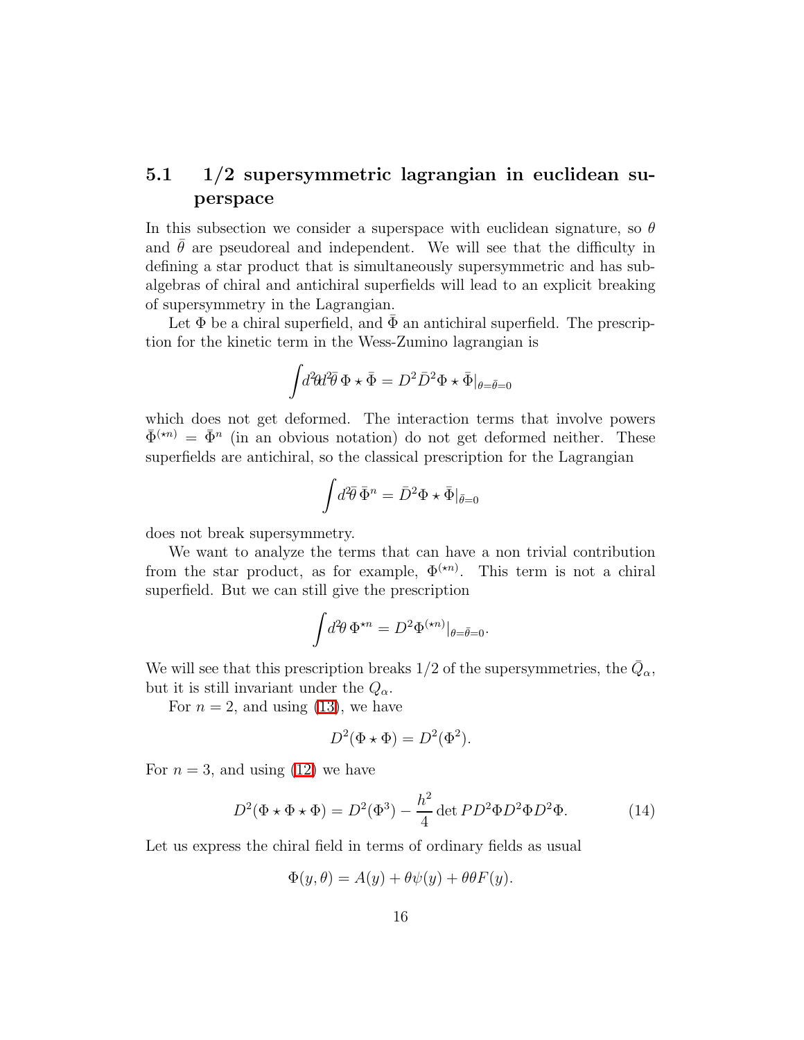### 5.1 1/2 supersymmetric lagrangian in euclidean superspace

In this subsection we consider a superspace with euclidean signature, so $\theta$ and $\bar\theta$ are pseudoreal and independent. We will see that the difficulty in defining a star product that is simultaneously supersymmetric and has subalgebras of chiral and antichiral superfields will lead to an explicit breaking of supersymmetry in the Lagrangian.

Let $\Phi$ be a chiral superfield, and $\bar\Phi$ an antichiral superfield. The prescription for the kinetic term in the Wess-Zumino lagrangian is

$$\int d^2\theta d^2\bar\theta\, \Phi \star \bar\Phi = D^2 \bar D^2 \Phi \star \bar\Phi|_{\theta=\bar\theta=0}$$

which does not get deformed. The interaction terms that involve powers $\bar\Phi^{(\star n)} = \bar\Phi^n$ (in an obvious notation) do not get deformed neither. These superfields are antichiral, so the classical prescription for the Lagrangian

$$\int d^2\bar\theta\, \bar\Phi^n = \bar D^2 \Phi \star \bar\Phi|_{\bar\theta=0}$$

does not break supersymmetry.

We want to analyze the terms that can have a non trivial contribution from the star product, as for example, $\Phi^{(\star n)}$. This term is not a chiral superfield. But we can still give the prescription

$$\int d^2\theta\, \Phi^{\star n} = D^2 \Phi^{(\star n)}|_{\theta=\bar\theta=0}.$$

We will see that this prescription breaks 1/2 of the supersymmetries, the $\bar Q_\alpha$, but it is still invariant under the $Q_\alpha$.

For $n=2$, and using (13), we have

$$D^2(\Phi \star \Phi) = D^2(\Phi^2).$$

For $n=3$, and using (12) we have

$$D^2(\Phi \star \Phi \star \Phi) = D^2(\Phi^3) - \frac{h^2}{4} \det P D^2\Phi D^2\Phi D^2\Phi. \tag{14}$$

Let us express the chiral field in terms of ordinary fields as usual

$$\Phi(y,\theta) = A(y) + \theta\psi(y) + \theta\theta F(y).$$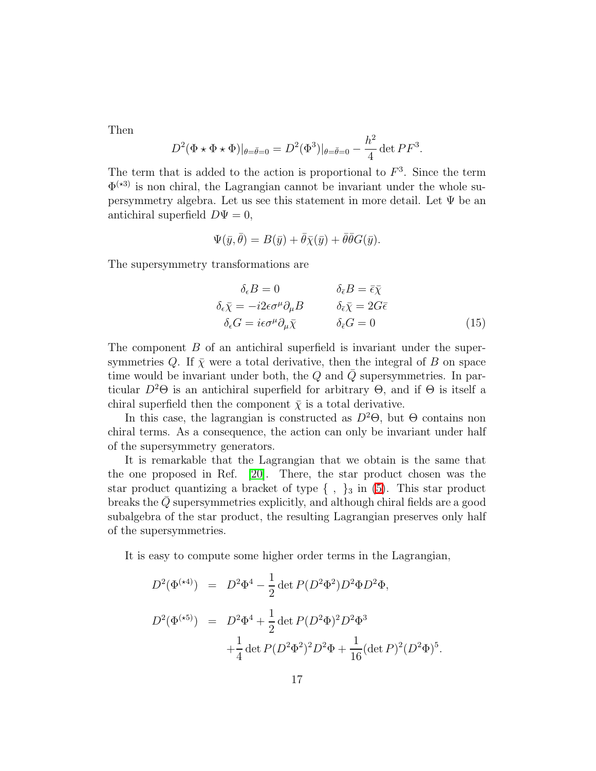Then

$$D^2(\Phi\star\Phi\star\Phi)|_{\theta=\bar\theta=0} = D^2(\Phi^3)|_{\theta=\bar\theta=0} - \frac{h^2}{4}\det PF^3.$$

The term that is added to the action is proportional to $F^3$. Since the term $\Phi^{(\star 3)}$ is non chiral, the Lagrangian cannot be invariant under the whole supersymmetry algebra. Let us see this statement in more detail. Let $\Psi$ be an antichiral superfield $D\Psi = 0$,

$$\Psi(\bar y, \bar\theta) = B(\bar y) + \bar\theta\bar\chi(\bar y) + \bar\theta\bar\theta G(\bar y).$$

The supersymmetry transformations are

$$\begin{aligned}
\delta_\epsilon B &= 0 & \delta_{\bar\epsilon} B &= \bar\epsilon\bar\chi \\
\delta_\epsilon \bar\chi &= -i2\epsilon\sigma^\mu\partial_\mu B & \delta_{\bar\epsilon}\bar\chi &= 2G\bar\epsilon \\
\delta_\epsilon G &= i\epsilon\sigma^\mu\partial_\mu\bar\chi & \delta_{\bar\epsilon} G &= 0
\end{aligned} \tag{15}$$

The component $B$ of an antichiral superfield is invariant under the supersymmetries $Q$. If $\bar\chi$ were a total derivative, then the integral of $B$ on space time would be invariant under both, the $Q$ and $\bar Q$ supersymmetries. In particular $D^2\Theta$ is an antichiral superfield for arbitrary $\Theta$, and if $\Theta$ is itself a chiral superfield then the component $\bar\chi$ is a total derivative.

In this case, the lagrangian is constructed as $D^2\Theta$, but $\Theta$ contains non chiral terms. As a consequence, the action can only be invariant under half of the supersymmetry generators.

It is remarkable that the Lagrangian that we obtain is the same that the one proposed in Ref. [20]. There, the star product chosen was the star product quantizing a bracket of type $\{\ ,\ \}_3$ in (5). This star product breaks the $\bar Q$ supersymmetries explicitly, and although chiral fields are a good subalgebra of the star product, the resulting Lagrangian preserves only half of the supersymmetries.

It is easy to compute some higher order terms in the Lagrangian,

$$\begin{aligned}
D^2(\Phi^{(\star 4)}) &= D^2\Phi^4 - \frac{1}{2}\det P(D^2\Phi^2)D^2\Phi D^2\Phi, \\
D^2(\Phi^{(\star 5)}) &= D^2\Phi^4 + \frac{1}{2}\det P(D^2\Phi)^2 D^2\Phi^3 \\
&\quad + \frac{1}{4}\det P(D^2\Phi^2)^2 D^2\Phi + \frac{1}{16}(\det P)^2(D^2\Phi)^5.
\end{aligned}$$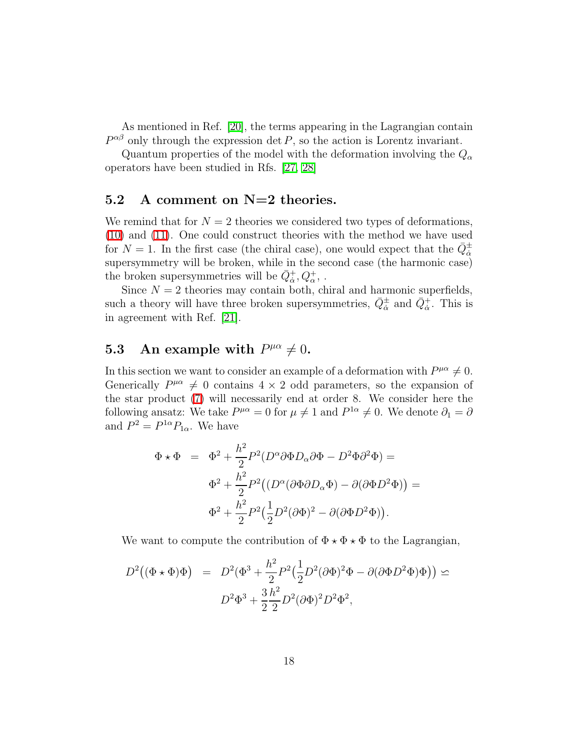As mentioned in Ref. [20], the terms appearing in the Lagrangian contain $P^{\alpha\beta}$ only through the expression $\det P$, so the action is Lorentz invariant.

Quantum properties of the model with the deformation involving the $Q_\alpha$ operators have been studied in Rfs. [27, 28]

## 5.2 A comment on N=2 theories.

We remind that for $N = 2$ theories we considered two types of deformations, (10) and (11). One could construct theories with the method we have used for $N = 1$. In the first case (the chiral case), one would expect that the $\bar{Q}^{\pm}_{\dot\alpha}$ supersymmetry will be broken, while in the second case (the harmonic case) the broken supersymmetries will be $\bar{Q}^{+}_{\dot\alpha}, Q^{+}_{\alpha},$ .

Since $N = 2$ theories may contain both, chiral and harmonic superfields, such a theory will have three broken supersymmetries, $\bar{Q}^{\pm}_{\dot\alpha}$ and $\bar{Q}^{+}_{\dot\alpha}$. This is in agreement with Ref. [21].

## 5.3 An example with $P^{\mu\alpha} \neq 0$.

In this section we want to consider an example of a deformation with $P^{\mu\alpha} \neq 0$. Generically $P^{\mu\alpha} \neq 0$ contains $4 \times 2$ odd parameters, so the expansion of the star product (7) will necessarily end at order 8. We consider here the following ansatz: We take $P^{\mu\alpha} = 0$ for $\mu \neq 1$ and $P^{1\alpha} \neq 0$. We denote $\partial_1 = \partial$ and $P^2 = P^{1\alpha}P_{1\alpha}$. We have

$$
\begin{aligned}
\Phi \star \Phi &= \Phi^2 + \frac{h^2}{2}P^2(D^\alpha\partial\Phi D_\alpha\partial\Phi - D^2\Phi\partial^2\Phi) = \\
&\quad \Phi^2 + \frac{h^2}{2}P^2\big((D^\alpha(\partial\Phi\partial D_\alpha\Phi) - \partial(\partial\Phi D^2\Phi)\big) = \\
&\quad \Phi^2 + \frac{h^2}{2}P^2\big(\frac{1}{2}D^2(\partial\Phi)^2 - \partial(\partial\Phi D^2\Phi)\big).
\end{aligned}
$$

We want to compute the contribution of $\Phi \star \Phi \star \Phi$ to the Lagrangian,

$$
\begin{aligned}
D^2\big((\Phi \star \Phi)\Phi\big) &= D^2(\Phi^3 + \frac{h^2}{2}P^2\big(\frac{1}{2}D^2(\partial\Phi)^2\Phi - \partial(\partial\Phi D^2\Phi)\Phi)\big) \backsimeq \\
&\quad D^2\Phi^3 + \frac{3}{2}\frac{h^2}{2}D^2(\partial\Phi)^2 D^2\Phi^2,
\end{aligned}
$$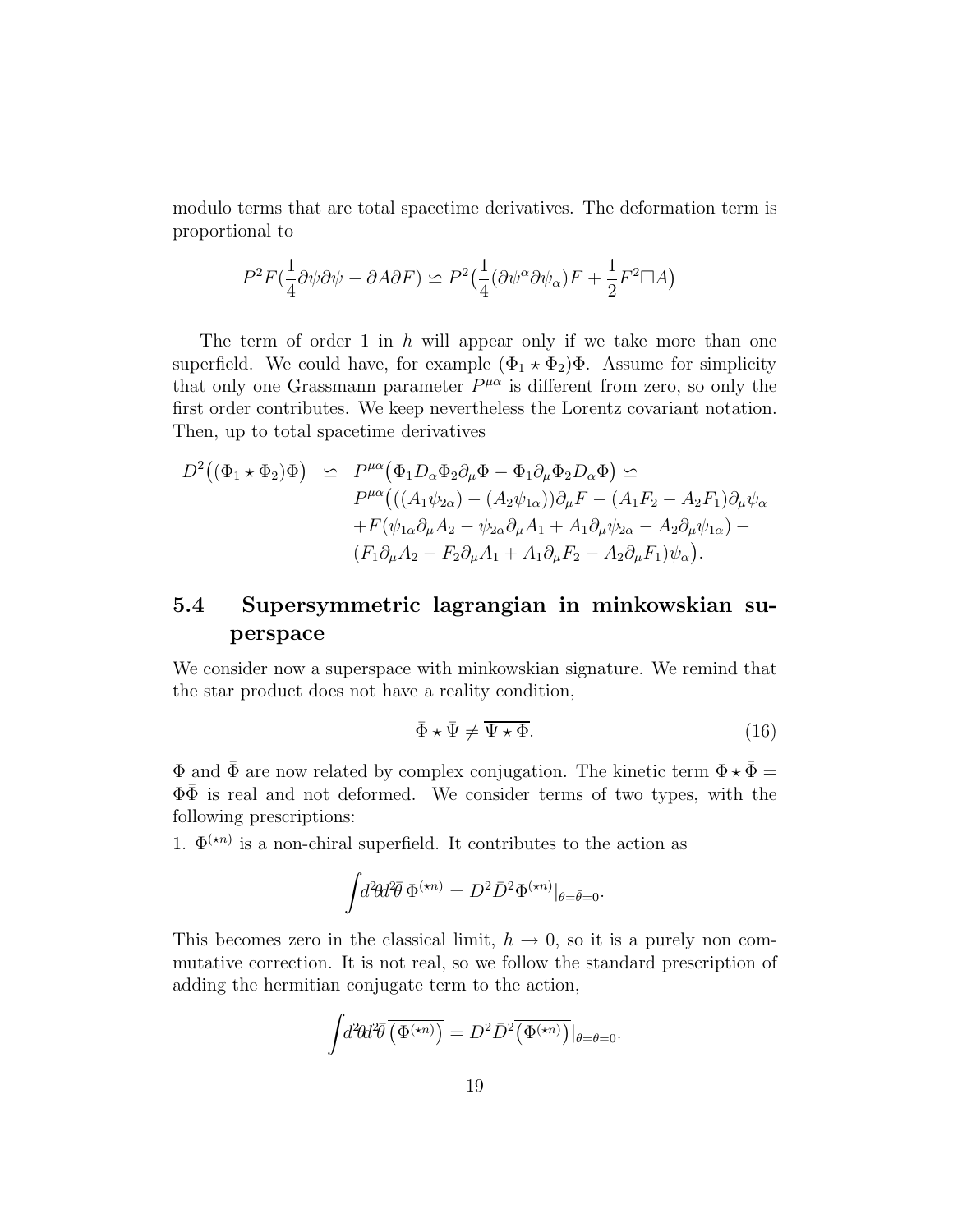modulo terms that are total spacetime derivatives. The deformation term is proportional to

$$P^2 F(\frac{1}{4}\partial\psi\partial\psi - \partial A\partial F) \backsimeq P^2\big(\frac{1}{4}(\partial\psi^\alpha\partial\psi_\alpha)F + \frac{1}{2}F^2\Box A\big)$$

The term of order 1 in $h$ will appear only if we take more than one superfield. We could have, for example $(\Phi_1 \star \Phi_2)\Phi$. Assume for simplicity that only one Grassmann parameter $P^{\mu\alpha}$ is different from zero, so only the first order contributes. We keep nevertheless the Lorentz covariant notation. Then, up to total spacetime derivatives

$$\begin{aligned}
D^2\big((\Phi_1 \star \Phi_2)\Phi\big) \;&\backsimeq\; P^{\mu\alpha}\big(\Phi_1 D_\alpha\Phi_2\partial_\mu\Phi - \Phi_1\partial_\mu\Phi_2 D_\alpha\Phi\big) \backsimeq \\
&P^{\mu\alpha}\big(((A_1\psi_{2\alpha}) - (A_2\psi_{1\alpha}))\partial_\mu F - (A_1F_2 - A_2F_1)\partial_\mu\psi_\alpha \\
&+F(\psi_{1\alpha}\partial_\mu A_2 - \psi_{2\alpha}\partial_\mu A_1 + A_1\partial_\mu\psi_{2\alpha} - A_2\partial_\mu\psi_{1\alpha}) - \\
&(F_1\partial_\mu A_2 - F_2\partial_\mu A_1 + A_1\partial_\mu F_2 - A_2\partial_\mu F_1)\psi_\alpha\big).
\end{aligned}$$

### 5.4 Supersymmetric lagrangian in minkowskian superspace

We consider now a superspace with minkowskian signature. We remind that the star product does not have a reality condition,

$$\bar\Phi \star \bar\Psi \neq \overline{\Psi \star \Phi}. \tag{16}$$

$\Phi$ and $\bar\Phi$ are now related by complex conjugation. The kinetic term $\Phi \star \bar\Phi = \Phi\bar\Phi$ is real and not deformed. We consider terms of two types, with the following prescriptions:

1. $\Phi^{(\star n)}$ is a non-chiral superfield. It contributes to the action as

$$\int d^2\theta d^2\bar\theta\, \Phi^{(\star n)} = D^2\bar D^2\Phi^{(\star n)}|_{\theta=\bar\theta=0}.$$

This becomes zero in the classical limit, $h \to 0$, so it is a purely non commutative correction. It is not real, so we follow the standard prescription of adding the hermitian conjugate term to the action,

$$\int d^2\theta d^2\bar\theta\, \overline{\big(\Phi^{(\star n)}\big)} = D^2\bar D^2\overline{\big(\Phi^{(\star n)}\big)}|_{\theta=\bar\theta=0}.$$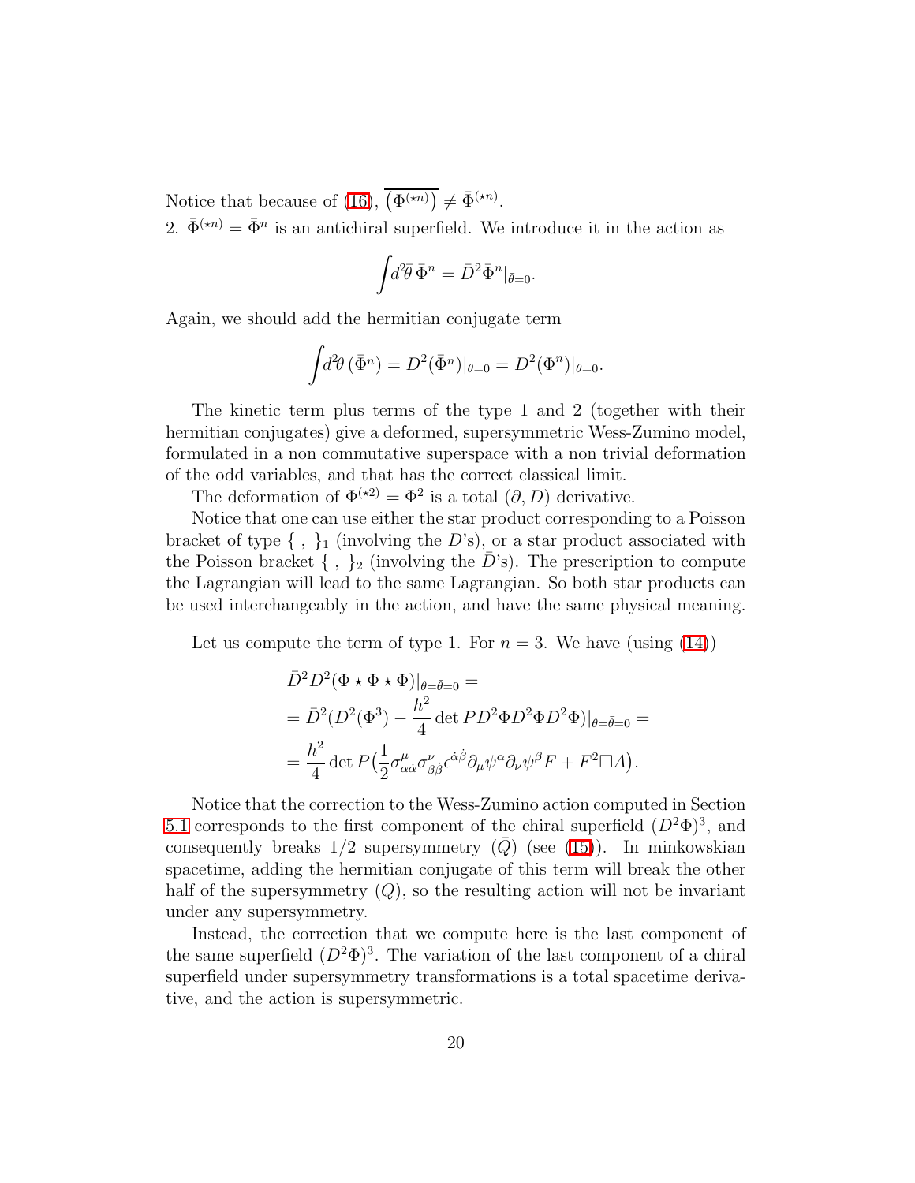Notice that because of (16), $\overline{(\Phi^{(\star n)})} \neq \bar{\Phi}^{(\star n)}$.

2. $\bar{\Phi}^{(\star n)} = \bar{\Phi}^n$ is an antichiral superfield. We introduce it in the action as

$$\int d^2\bar{\theta}\, \bar{\Phi}^n = \bar{D}^2 \bar{\Phi}^n|_{\bar{\theta}=0}.$$

Again, we should add the hermitian conjugate term

$$\int d^2\theta\, \overline{(\bar{\Phi}^n)} = D^2 \overline{(\bar{\Phi}^n)}|_{\theta=0} = D^2(\Phi^n)|_{\theta=0}.$$

The kinetic term plus terms of the type 1 and 2 (together with their hermitian conjugates) give a deformed, supersymmetric Wess-Zumino model, formulated in a non commutative superspace with a non trivial deformation of the odd variables, and that has the correct classical limit.

The deformation of $\Phi^{(\star 2)} = \Phi^2$ is a total $(\partial, D)$ derivative.

Notice that one can use either the star product corresponding to a Poisson bracket of type $\{\ ,\ \}_1$ (involving the $D$'s), or a star product associated with the Poisson bracket $\{\ ,\ \}_2$ (involving the $\bar{D}$'s). The prescription to compute the Lagrangian will lead to the same Lagrangian. So both star products can be used interchangeably in the action, and have the same physical meaning.

Let us compute the term of type 1. For $n = 3$. We have (using (14))

$$\begin{aligned}
&\bar{D}^2 D^2(\Phi \star \Phi \star \Phi)|_{\theta=\bar{\theta}=0} = \\
&= \bar{D}^2 (D^2(\Phi^3) - \frac{h^2}{4} \det P D^2\Phi D^2\Phi D^2\Phi)|_{\theta=\bar{\theta}=0} = \\
&= \frac{h^2}{4} \det P \big( \frac{1}{2} \sigma^\mu_{\alpha\dot{\alpha}} \sigma^\nu_{\beta\dot{\beta}} \epsilon^{\dot{\alpha}\dot{\beta}} \partial_\mu \psi^\alpha \partial_\nu \psi^\beta F + F^2 \Box A \big).
\end{aligned}$$

Notice that the correction to the Wess-Zumino action computed in Section 5.1 corresponds to the first component of the chiral superfield $(D^2\Phi)^3$, and consequently breaks 1/2 supersymmetry $(\bar{Q})$ (see (15)). In minkowskian spacetime, adding the hermitian conjugate of this term will break the other half of the supersymmetry $(Q)$, so the resulting action will not be invariant under any supersymmetry.

Instead, the correction that we compute here is the last component of the same superfield $(D^2\Phi)^3$. The variation of the last component of a chiral superfield under supersymmetry transformations is a total spacetime derivative, and the action is supersymmetric.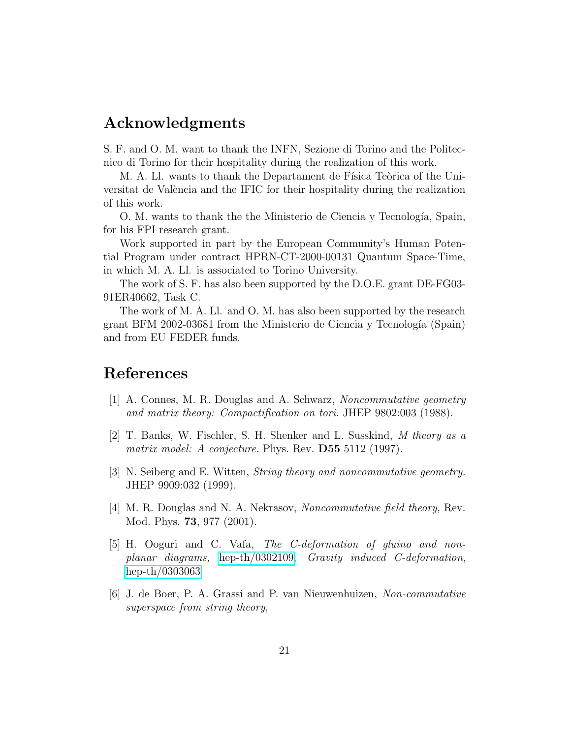## Acknowledgments

S. F. and O. M. want to thank the INFN, Sezione di Torino and the Politecnico di Torino for their hospitality during the realization of this work.

M. A. Ll. wants to thank the Departament de Física Teòrica of the Universitat de València and the IFIC for their hospitality during the realization of this work.

O. M. wants to thank the the Ministerio de Ciencia y Tecnología, Spain, for his FPI research grant.

Work supported in part by the European Community's Human Potential Program under contract HPRN-CT-2000-00131 Quantum Space-Time, in which M. A. Ll. is associated to Torino University.

The work of S. F. has also been supported by the D.O.E. grant DE-FG03-91ER40662, Task C.

The work of M. A. Ll. and O. M. has also been supported by the research grant BFM 2002-03681 from the Ministerio de Ciencia y Tecnología (Spain) and from EU FEDER funds.

## References

[1] A. Connes, M. R. Douglas and A. Schwarz, *Noncommutative geometry and matrix theory: Compactification on tori.* JHEP 9802:003 (1988).

[2] T. Banks, W. Fischler, S. H. Shenker and L. Susskind, *M theory as a matrix model: A conjecture.* Phys. Rev. **D55** 5112 (1997).

[3] N. Seiberg and E. Witten, *String theory and noncommutative geometry.* JHEP 9909:032 (1999).

[4] M. R. Douglas and N. A. Nekrasov, *Noncommutative field theory,* Rev. Mod. Phys. **73**, 977 (2001).

[5] H. Ooguri and C. Vafa, *The C-deformation of gluino and non-planar diagrams,* hep-th/0302109; *Gravity induced C-deformation*, hep-th/0303063.

[6] J. de Boer, P. A. Grassi and P. van Nieuwenhuizen, *Non-commutative superspace from string theory*,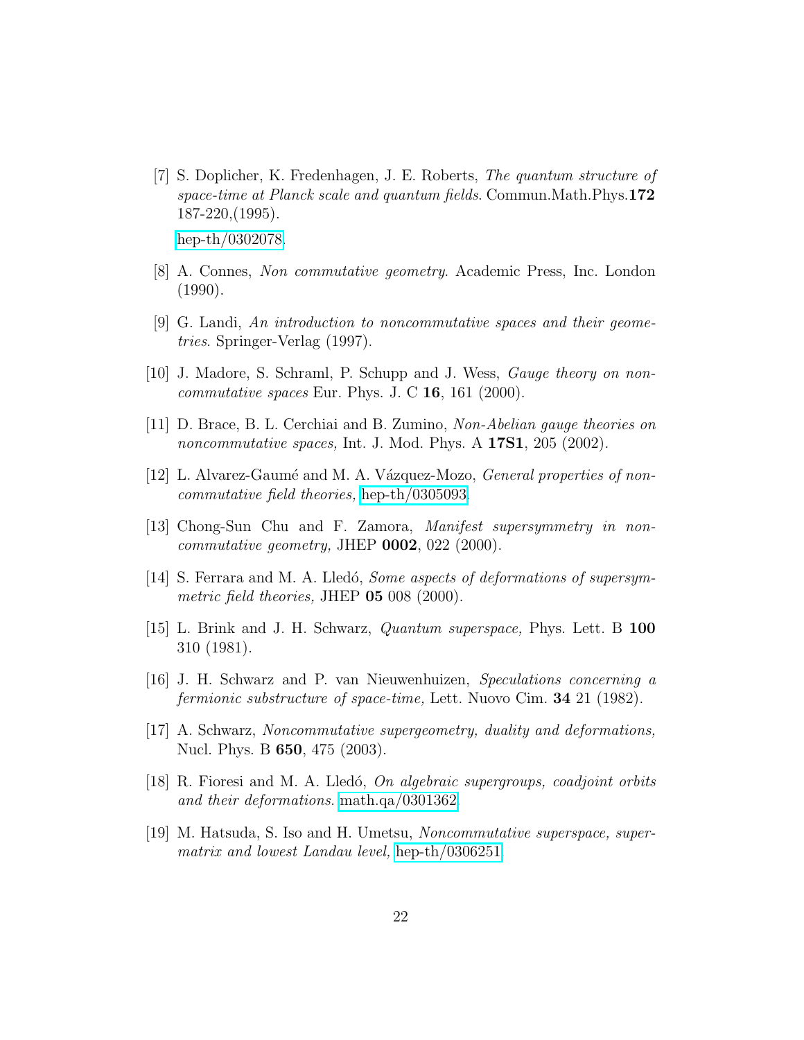[7] S. Doplicher, K. Fredenhagen, J. E. Roberts, *The quantum structure of space-time at Planck scale and quantum fields*. Commun.Math.Phys.**172** 187-220,(1995).

hep-th/0302078.

[8] A. Connes, *Non commutative geometry*. Academic Press, Inc. London (1990).

[9] G. Landi, *An introduction to noncommutative spaces and their geometries*. Springer-Verlag (1997).

[10] J. Madore, S. Schraml, P. Schupp and J. Wess, *Gauge theory on noncommutative spaces* Eur. Phys. J. C **16**, 161 (2000).

[11] D. Brace, B. L. Cerchiai and B. Zumino, *Non-Abelian gauge theories on noncommutative spaces,* Int. J. Mod. Phys. A **17S1**, 205 (2002).

[12] L. Alvarez-Gaumé and M. A. Vázquez-Mozo, *General properties of noncommutative field theories,* hep-th/0305093.

[13] Chong-Sun Chu and F. Zamora, *Manifest supersymmetry in noncommutative geometry,* JHEP **0002**, 022 (2000).

[14] S. Ferrara and M. A. Lledó, *Some aspects of deformations of supersymmetric field theories,* JHEP **05** 008 (2000).

[15] L. Brink and J. H. Schwarz, *Quantum superspace,* Phys. Lett. B **100** 310 (1981).

[16] J. H. Schwarz and P. van Nieuwenhuizen, *Speculations concerning a fermionic substructure of space-time,* Lett. Nuovo Cim. **34** 21 (1982).

[17] A. Schwarz, *Noncommutative supergeometry, duality and deformations,* Nucl. Phys. B **650**, 475 (2003).

[18] R. Fioresi and M. A. Lledó, *On algebraic supergroups, coadjoint orbits and their deformations*. math.qa/0301362.

[19] M. Hatsuda, S. Iso and H. Umetsu, *Noncommutative superspace, supermatrix and lowest Landau level,* hep-th/0306251.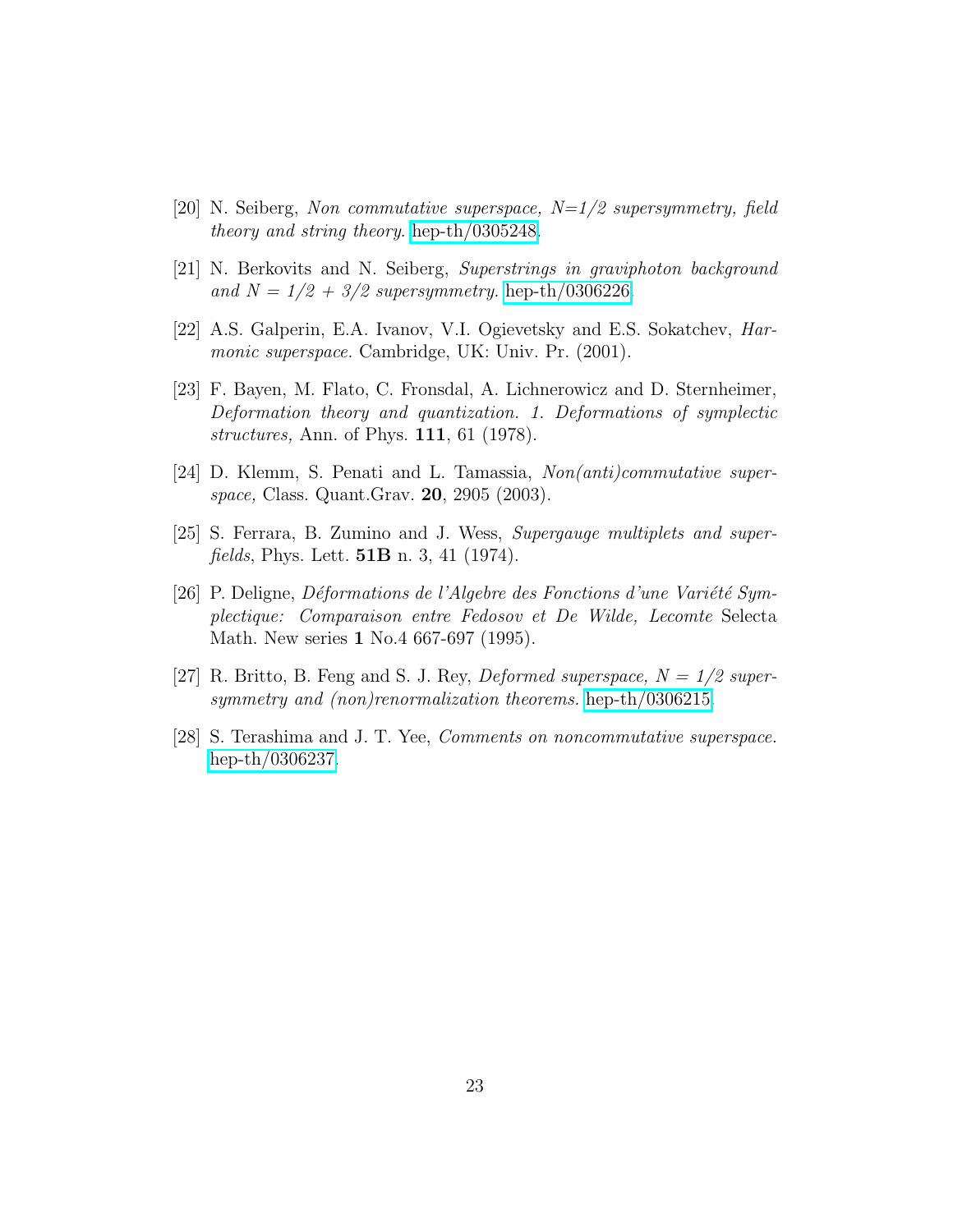[20] N. Seiberg, *Non commutative superspace, N=1/2 supersymmetry, field theory and string theory.* hep-th/0305248.

[21] N. Berkovits and N. Seiberg, *Superstrings in graviphoton background and N = 1/2 + 3/2 supersymmetry.* hep-th/0306226.

[22] A.S. Galperin, E.A. Ivanov, V.I. Ogievetsky and E.S. Sokatchev, *Harmonic superspace.* Cambridge, UK: Univ. Pr. (2001).

[23] F. Bayen, M. Flato, C. Fronsdal, A. Lichnerowicz and D. Sternheimer, *Deformation theory and quantization. 1. Deformations of symplectic structures,* Ann. of Phys. **111**, 61 (1978).

[24] D. Klemm, S. Penati and L. Tamassia, *Non(anti)commutative superspace,* Class. Quant.Grav. **20**, 2905 (2003).

[25] S. Ferrara, B. Zumino and J. Wess, *Supergauge multiplets and superfields*, Phys. Lett. **51B** n. 3, 41 (1974).

[26] P. Deligne, *Déformations de l'Algebre des Fonctions d'une Variété Symplectique: Comparaison entre Fedosov et De Wilde, Lecomte* Selecta Math. New series **1** No.4 667-697 (1995).

[27] R. Britto, B. Feng and S. J. Rey, *Deformed superspace, N = 1/2 supersymmetry and (non)renormalization theorems.* hep-th/0306215.

[28] S. Terashima and J. T. Yee, *Comments on noncommutative superspace.* hep-th/0306237.